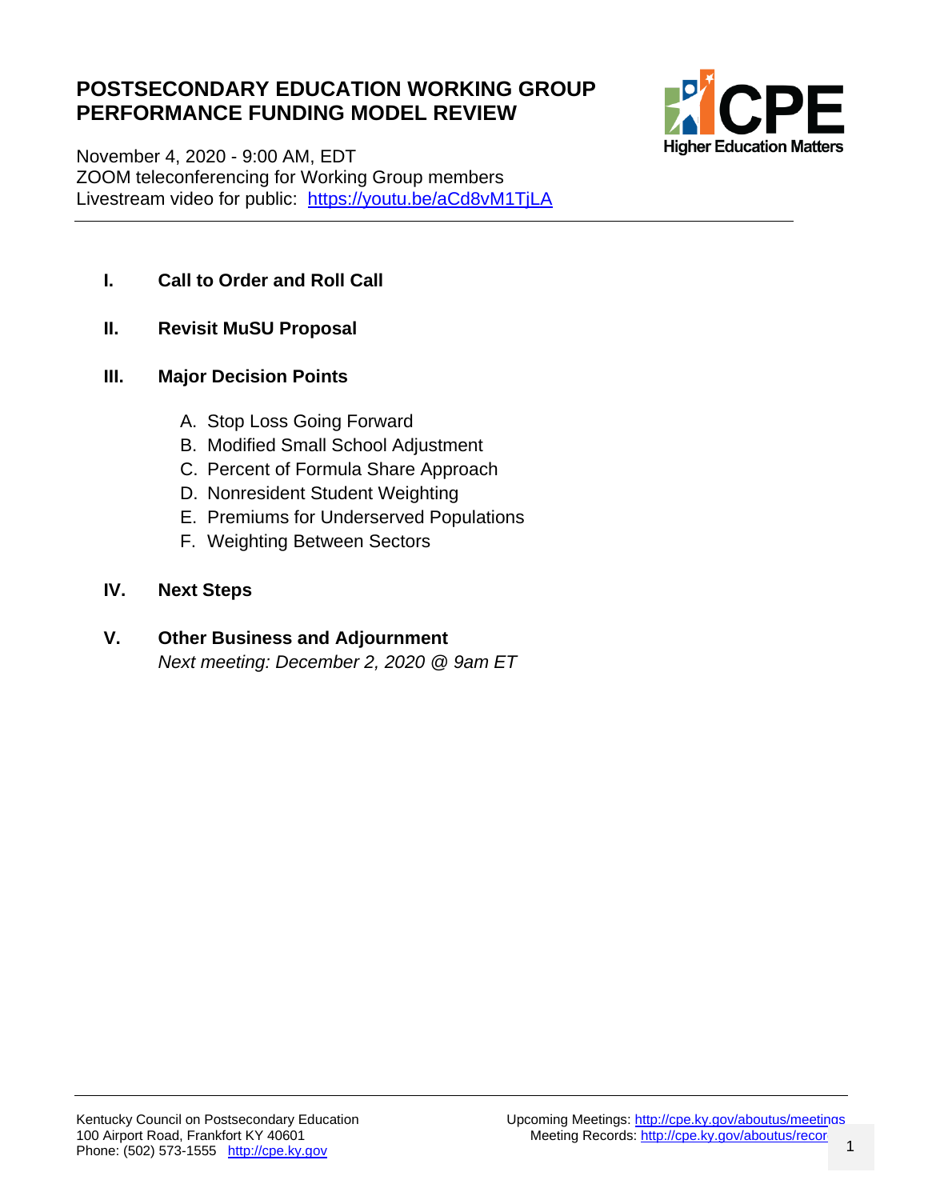# POSTSECONDARY EDUCATION WORKING GROUP PERFORMANCE FUNDING MODEL REVIEW

November 4, 2020 - 9:00 AM, EDT
ZOOM teleconferencing for Working Group members
Livestream video for public: https://youtu.be/aCd8vM1TjLA

---

**I. Call to Order and Roll Call**

**II. Revisit MuSU Proposal**

**III. Major Decision Points**

A. Stop Loss Going Forward
B. Modified Small School Adjustment
C. Percent of Formula Share Approach
D. Nonresident Student Weighting
E. Premiums for Underserved Populations
F. Weighting Between Sectors

**IV. Next Steps**

**V. Other Business and Adjournment**
*Next meeting: December 2, 2020 @ 9am ET*

---

Kentucky Council on Postsecondary Education
100 Airport Road, Frankfort KY 40601
Phone: (502) 573-1555 http://cpe.ky.gov

Upcoming Meetings: http://cpe.ky.gov/aboutus/meetings
Meeting Records: http://cpe.ky.gov/aboutus/recor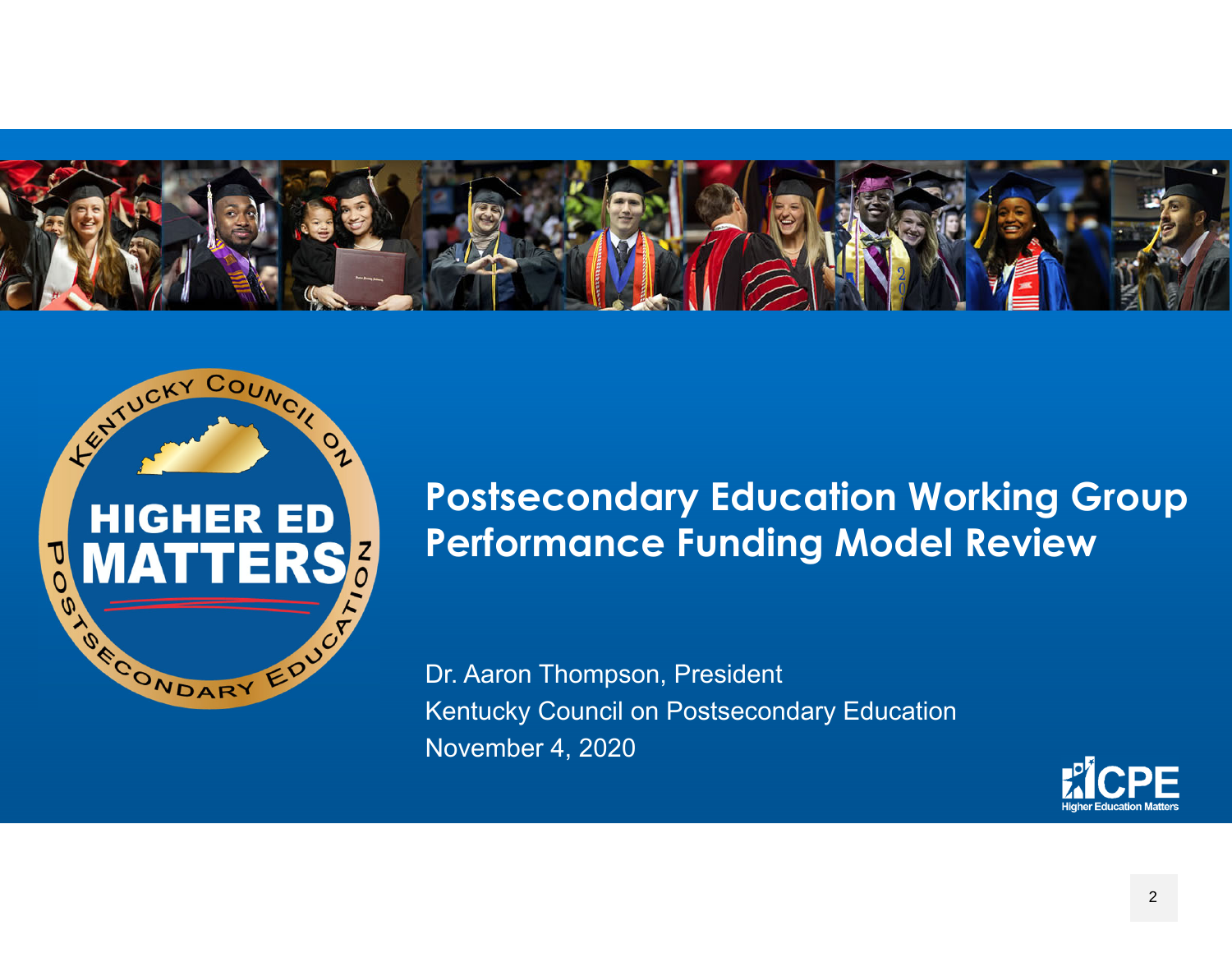# Postsecondary Education Working Group Performance Funding Model Review

Dr. Aaron Thompson, President
Kentucky Council on Postsecondary Education
November 4, 2020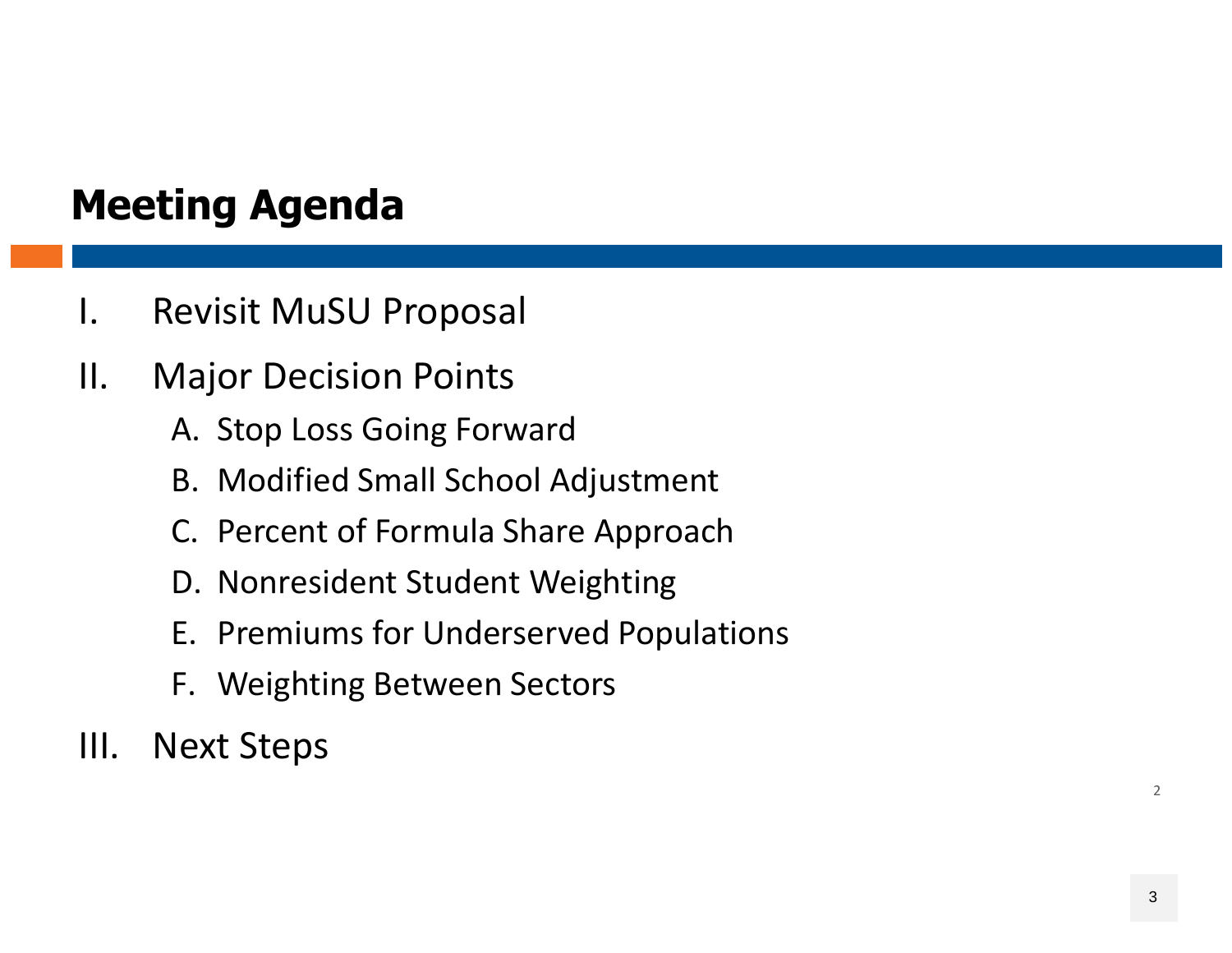# Meeting Agenda

I. Revisit MuSU Proposal

II. Major Decision Points

   A. Stop Loss Going Forward
   
   B. Modified Small School Adjustment
   
   C. Percent of Formula Share Approach
   
   D. Nonresident Student Weighting
   
   E. Premiums for Underserved Populations
   
   F. Weighting Between Sectors

III. Next Steps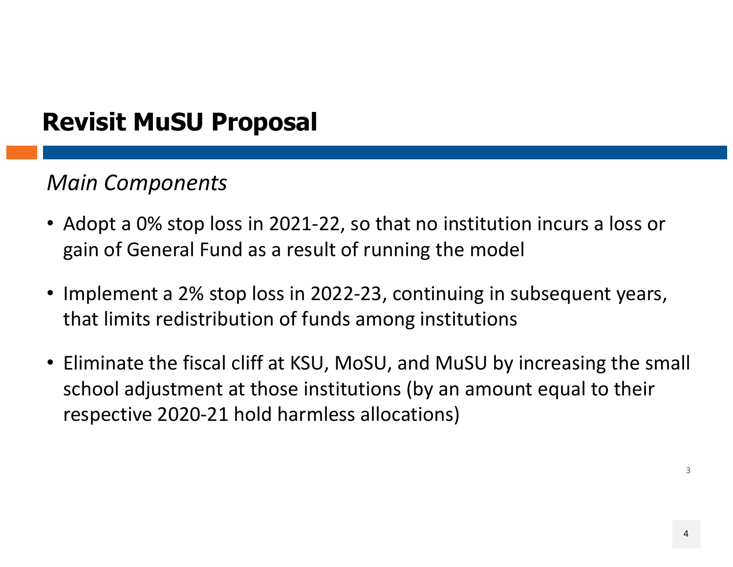## Revisit MuSU Proposal

*Main Components*

- Adopt a 0% stop loss in 2021-22, so that no institution incurs a loss or gain of General Fund as a result of running the model
- Implement a 2% stop loss in 2022-23, continuing in subsequent years, that limits redistribution of funds among institutions
- Eliminate the fiscal cliff at KSU, MoSU, and MuSU by increasing the small school adjustment at those institutions (by an amount equal to their respective 2020-21 hold harmless allocations)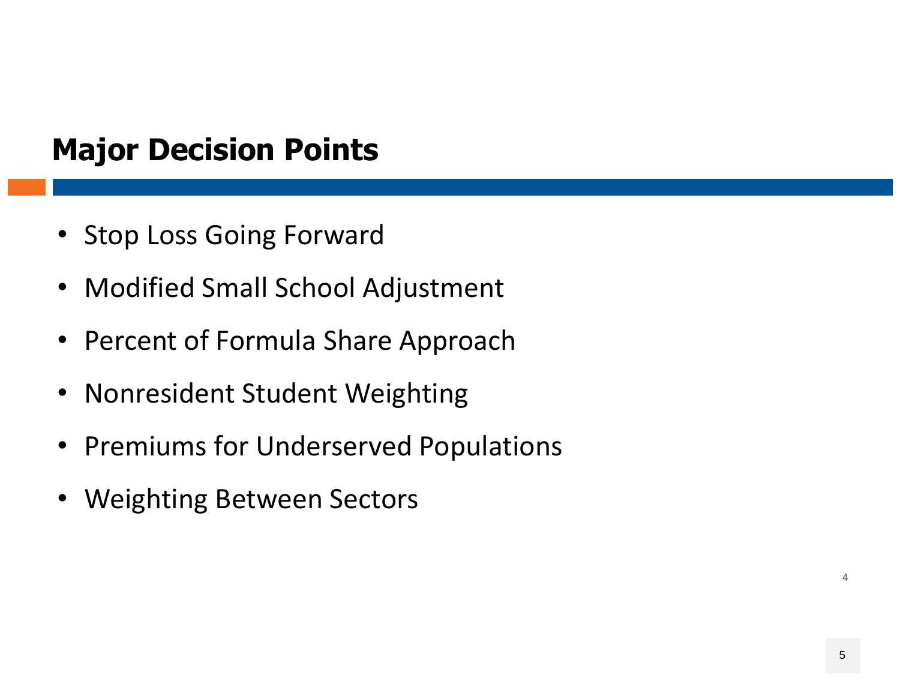## Major Decision Points

- Stop Loss Going Forward
- Modified Small School Adjustment
- Percent of Formula Share Approach
- Nonresident Student Weighting
- Premiums for Underserved Populations
- Weighting Between Sectors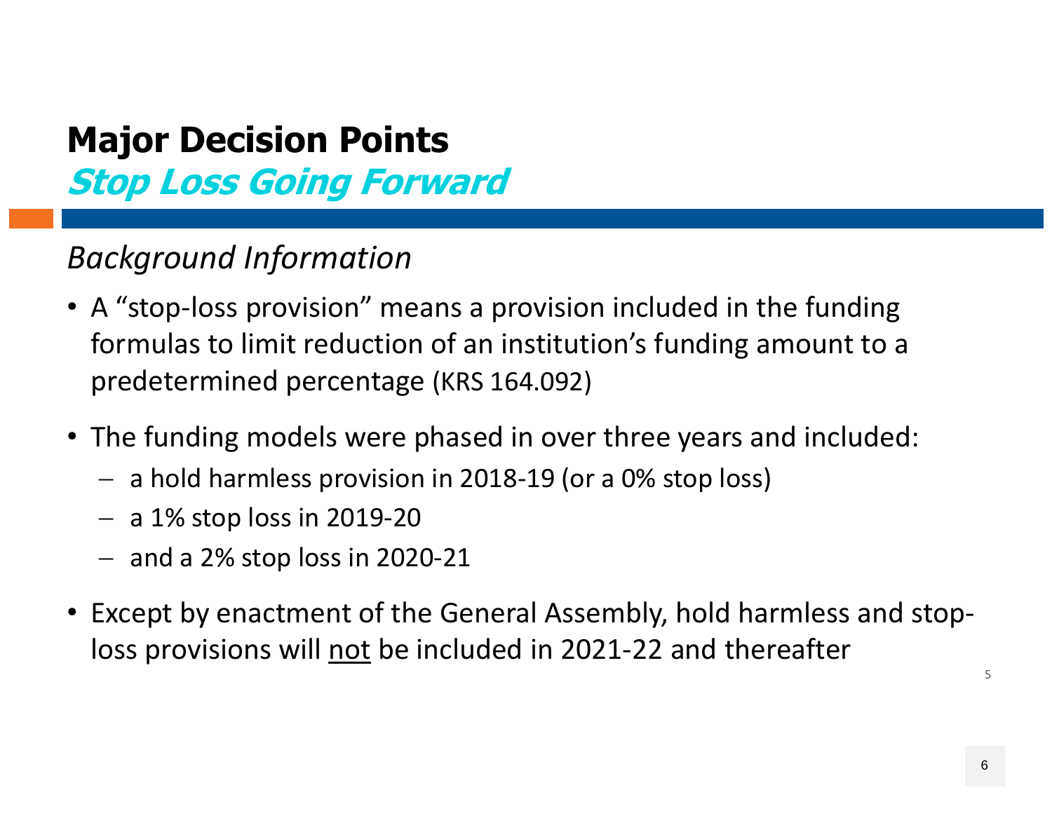# Major Decision Points

## *Stop Loss Going Forward*

### *Background Information*

- A "stop-loss provision" means a provision included in the funding formulas to limit reduction of an institution's funding amount to a predetermined percentage (KRS 164.092)
- The funding models were phased in over three years and included:
  - a hold harmless provision in 2018-19 (or a 0% stop loss)
  - a 1% stop loss in 2019-20
  - and a 2% stop loss in 2020-21
- Except by enactment of the General Assembly, hold harmless and stop-loss provisions will <u>not</u> be included in 2021-22 and thereafter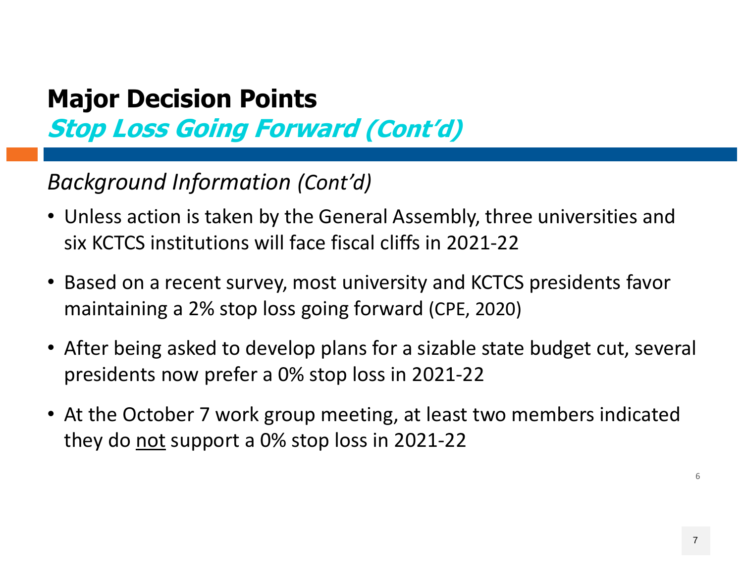# Major Decision Points

## *Stop Loss Going Forward (Cont'd)*

*Background Information (Cont'd)*

- Unless action is taken by the General Assembly, three universities and six KCTCS institutions will face fiscal cliffs in 2021-22
- Based on a recent survey, most university and KCTCS presidents favor maintaining a 2% stop loss going forward (CPE, 2020)
- After being asked to develop plans for a sizable state budget cut, several presidents now prefer a 0% stop loss in 2021-22
- At the October 7 work group meeting, at least two members indicated they do <u>not</u> support a 0% stop loss in 2021-22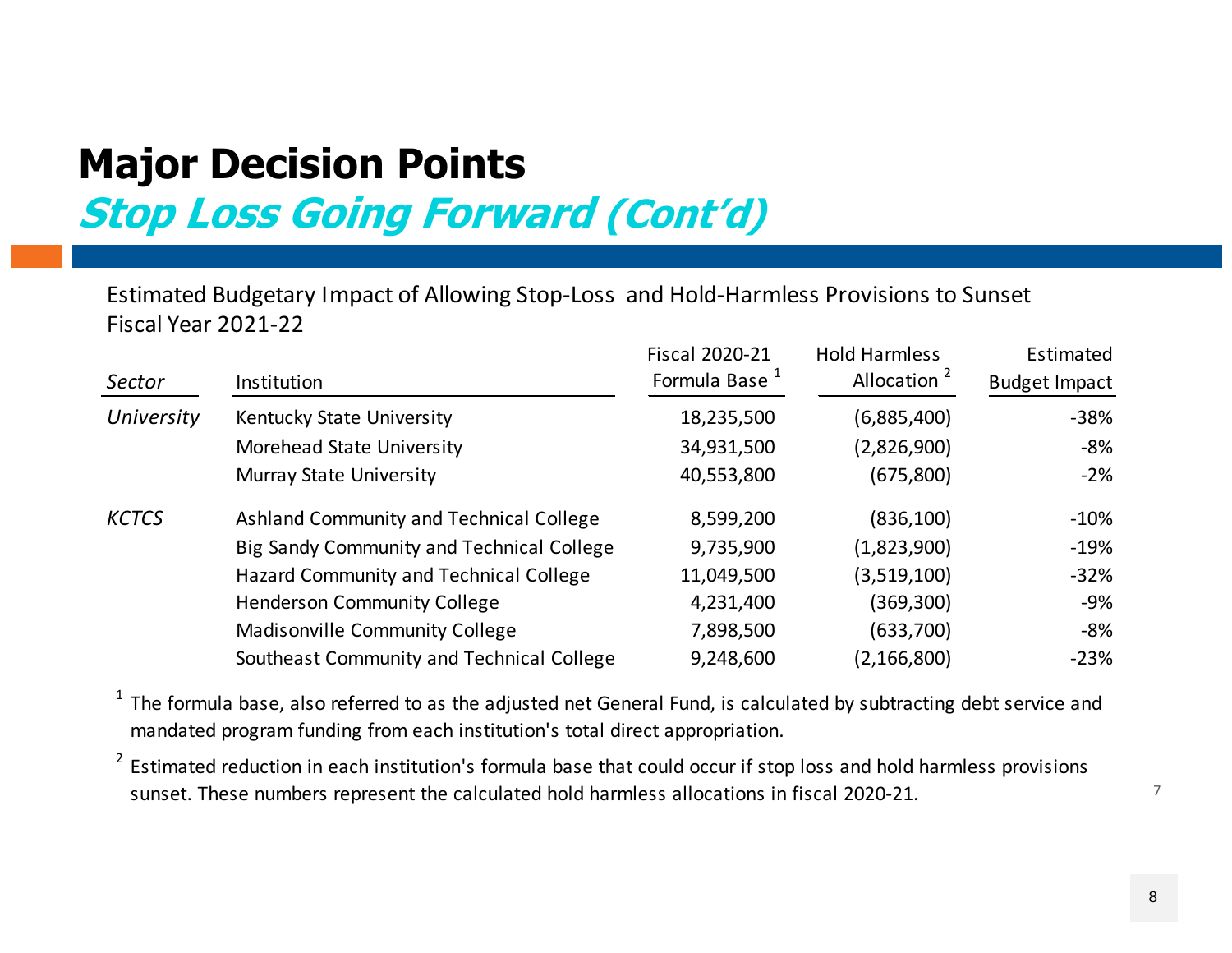# Major Decision Points

## *Stop Loss Going Forward (Cont'd)*

Estimated Budgetary Impact of Allowing Stop-Loss and Hold-Harmless Provisions to Sunset
Fiscal Year 2021-22

| *Sector* | Institution | Fiscal 2020-21 Formula Base [1] | Hold Harmless Allocation [2] | Estimated Budget Impact |
|---|---|---|---|---|
| *University* | Kentucky State University | 18,235,500 | (6,885,400) | -38% |
| | Morehead State University | 34,931,500 | (2,826,900) | -8% |
| | Murray State University | 40,553,800 | (675,800) | -2% |
| *KCTCS* | Ashland Community and Technical College | 8,599,200 | (836,100) | -10% |
| | Big Sandy Community and Technical College | 9,735,900 | (1,823,900) | -19% |
| | Hazard Community and Technical College | 11,049,500 | (3,519,100) | -32% |
| | Henderson Community College | 4,231,400 | (369,300) | -9% |
| | Madisonville Community College | 7,898,500 | (633,700) | -8% |
| | Southeast Community and Technical College | 9,248,600 | (2,166,800) | -23% |

[1] The formula base, also referred to as the adjusted net General Fund, is calculated by subtracting debt service and mandated program funding from each institution's total direct appropriation.

[2] Estimated reduction in each institution's formula base that could occur if stop loss and hold harmless provisions sunset. These numbers represent the calculated hold harmless allocations in fiscal 2020-21.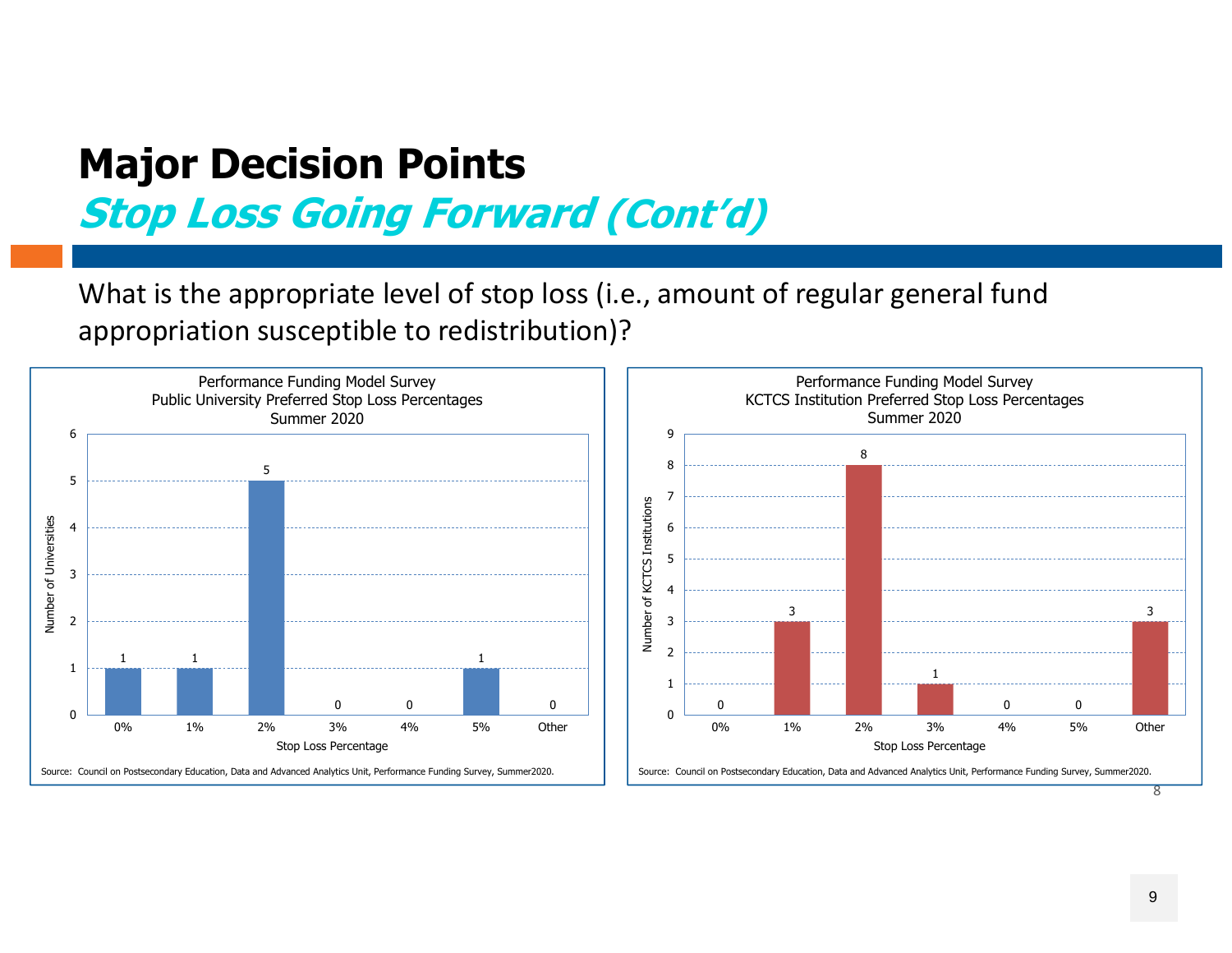# Major Decision Points

## *Stop Loss Going Forward (Cont'd)*

What is the appropriate level of stop loss (i.e., amount of regular general fund appropriation susceptible to redistribution)?

**Performance Funding Model Survey**
**Public University Preferred Stop Loss Percentages**
**Summer 2020**

| Stop Loss Percentage | Number of Universities |
|---|---|
| 0% | 1 |
| 1% | 1 |
| 2% | 5 |
| 3% | 0 |
| 4% | 0 |
| 5% | 1 |
| Other | 0 |

Source: Council on Postsecondary Education, Data and Advanced Analytics Unit, Performance Funding Survey, Summer2020.

**Performance Funding Model Survey**
**KCTCS Institution Preferred Stop Loss Percentages**
**Summer 2020**

| Stop Loss Percentage | Number of KCTCS Institutions |
|---|---|
| 0% | 0 |
| 1% | 3 |
| 2% | 8 |
| 3% | 1 |
| 4% | 0 |
| 5% | 0 |
| Other | 3 |

Source: Council on Postsecondary Education, Data and Advanced Analytics Unit, Performance Funding Survey, Summer2020.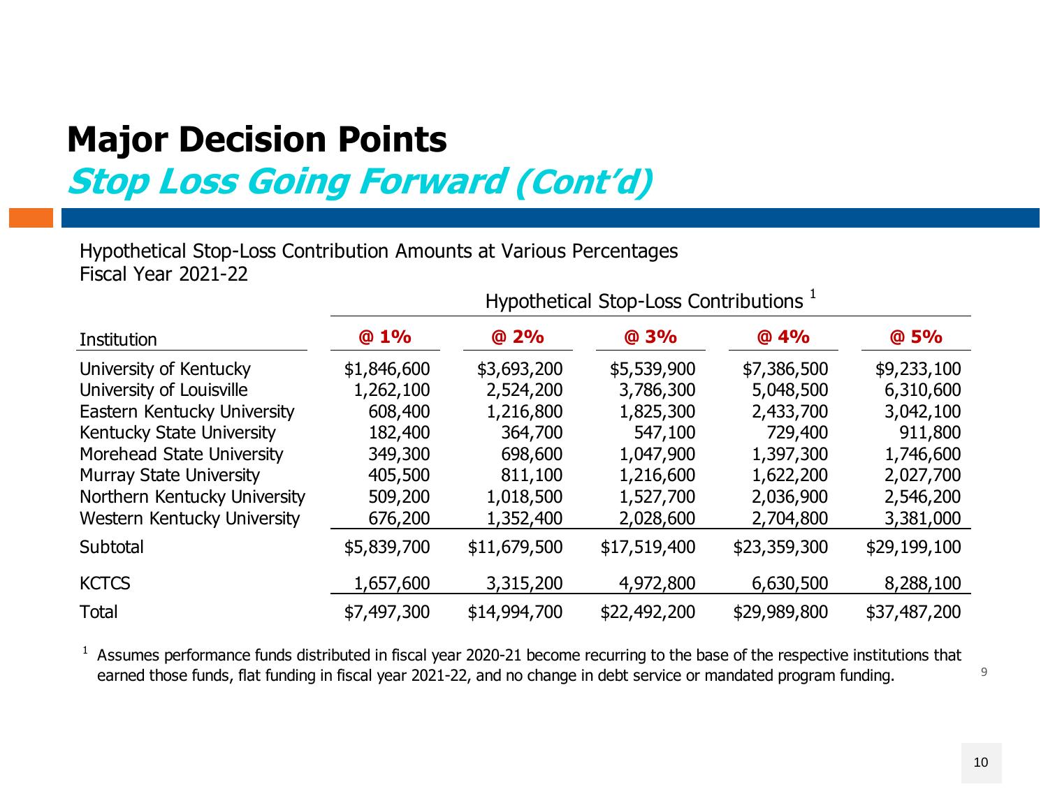# Major Decision Points

## *Stop Loss Going Forward (Cont'd)*

Hypothetical Stop-Loss Contribution Amounts at Various Percentages
Fiscal Year 2021-22

| | Hypothetical Stop-Loss Contributions [1] | | | | |
|---|---|---|---|---|---|
| Institution | @ 1% | @ 2% | @ 3% | @ 4% | @ 5% |
| University of Kentucky | $1,846,600 | $3,693,200 | $5,539,900 | $7,386,500 | $9,233,100 |
| University of Louisville | 1,262,100 | 2,524,200 | 3,786,300 | 5,048,500 | 6,310,600 |
| Eastern Kentucky University | 608,400 | 1,216,800 | 1,825,300 | 2,433,700 | 3,042,100 |
| Kentucky State University | 182,400 | 364,700 | 547,100 | 729,400 | 911,800 |
| Morehead State University | 349,300 | 698,600 | 1,047,900 | 1,397,300 | 1,746,600 |
| Murray State University | 405,500 | 811,100 | 1,216,600 | 1,622,200 | 2,027,700 |
| Northern Kentucky University | 509,200 | 1,018,500 | 1,527,700 | 2,036,900 | 2,546,200 |
| Western Kentucky University | 676,200 | 1,352,400 | 2,028,600 | 2,704,800 | 3,381,000 |
| Subtotal | $5,839,700 | $11,679,500 | $17,519,400 | $23,359,300 | $29,199,100 |
| KCTCS | 1,657,600 | 3,315,200 | 4,972,800 | 6,630,500 | 8,288,100 |
| Total | $7,497,300 | $14,994,700 | $22,492,200 | $29,989,800 | $37,487,200 |

[1] Assumes performance funds distributed in fiscal year 2020-21 become recurring to the base of the respective institutions that earned those funds, flat funding in fiscal year 2021-22, and no change in debt service or mandated program funding.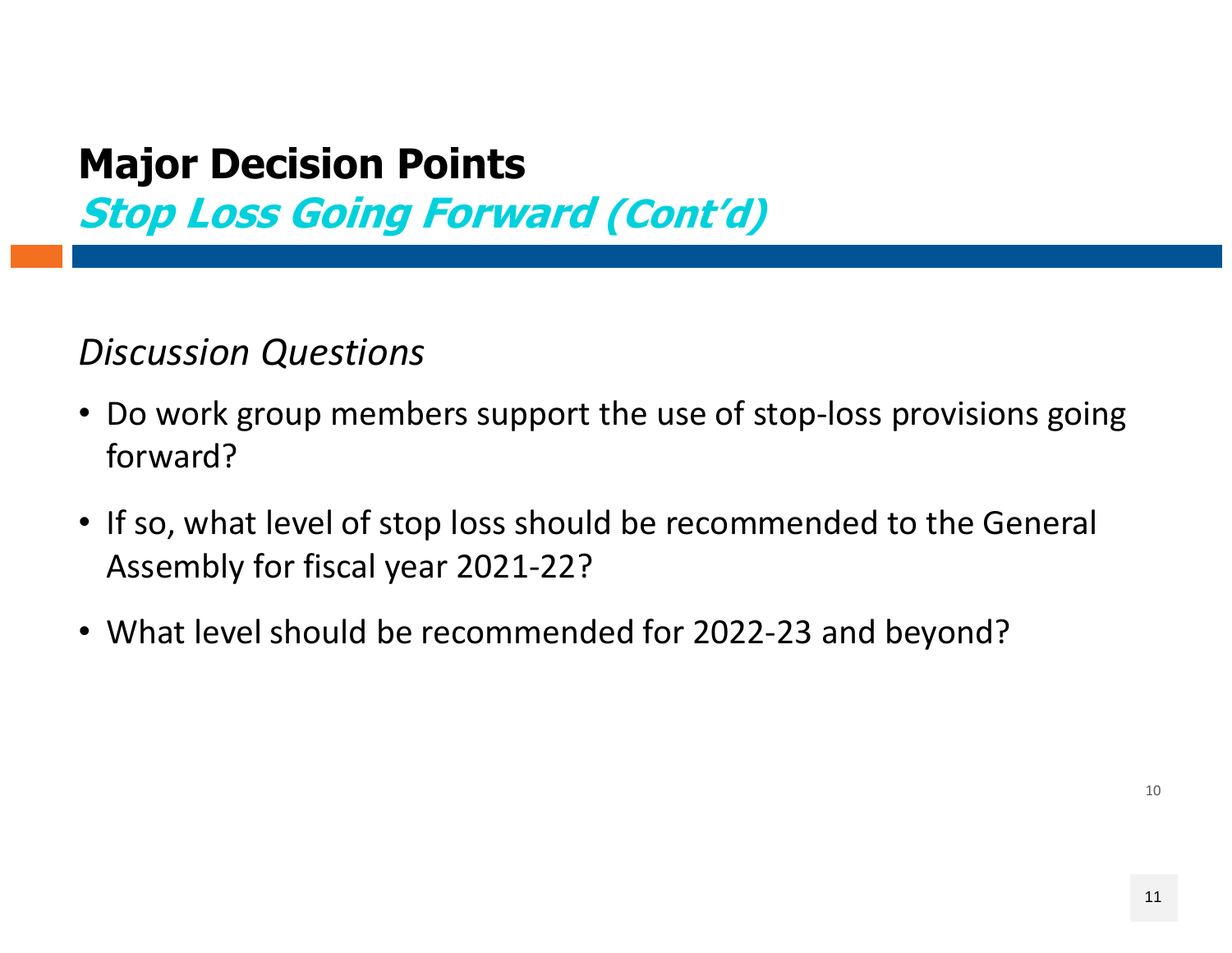# Major Decision Points

## *Stop Loss Going Forward (Cont'd)*

*Discussion Questions*

- Do work group members support the use of stop-loss provisions going forward?
- If so, what level of stop loss should be recommended to the General Assembly for fiscal year 2021-22?
- What level should be recommended for 2022-23 and beyond?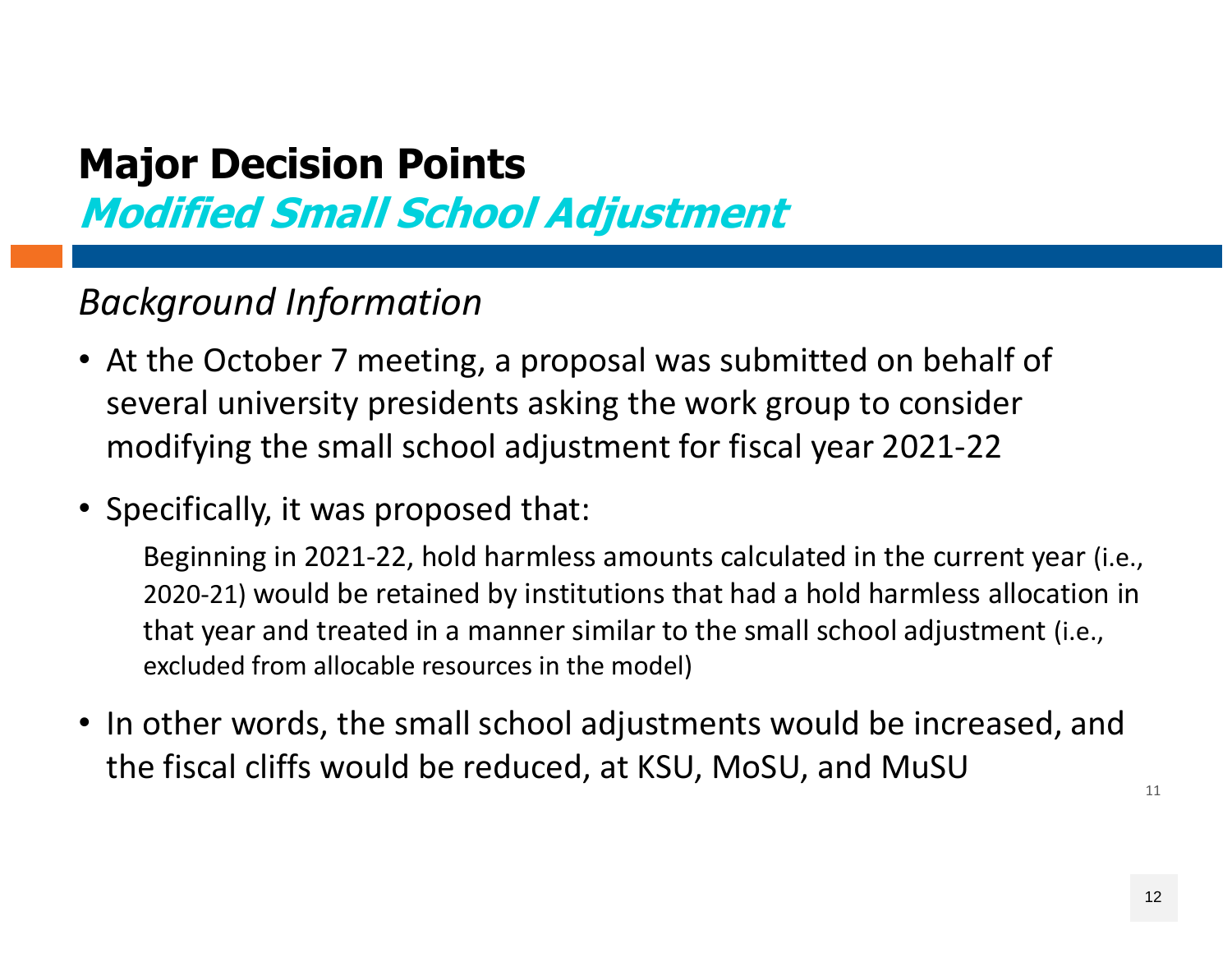# Major Decision Points

## *Modified Small School Adjustment*

*Background Information*

- At the October 7 meeting, a proposal was submitted on behalf of several university presidents asking the work group to consider modifying the small school adjustment for fiscal year 2021-22
- Specifically, it was proposed that:

  Beginning in 2021-22, hold harmless amounts calculated in the current year (i.e., 2020-21) would be retained by institutions that had a hold harmless allocation in that year and treated in a manner similar to the small school adjustment (i.e., excluded from allocable resources in the model)

- In other words, the small school adjustments would be increased, and the fiscal cliffs would be reduced, at KSU, MoSU, and MuSU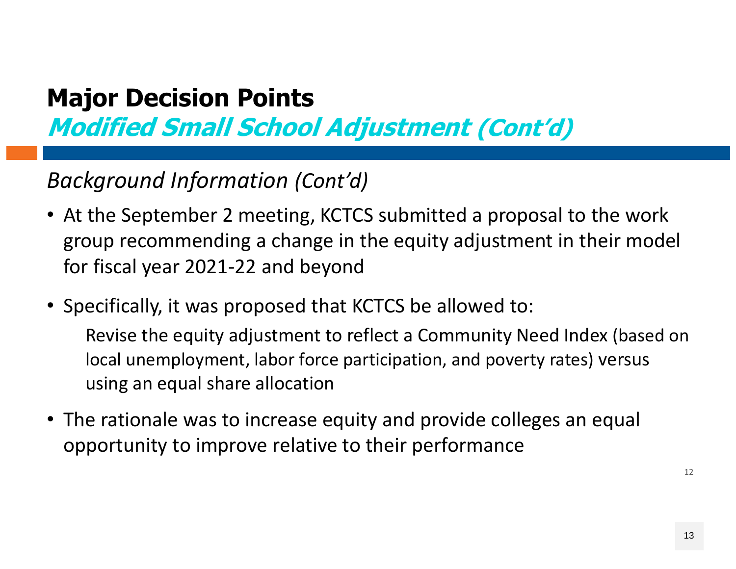# Major Decision Points

## *Modified Small School Adjustment (Cont'd)*

### *Background Information (Cont'd)*

- At the September 2 meeting, KCTCS submitted a proposal to the work group recommending a change in the equity adjustment in their model for fiscal year 2021-22 and beyond

- Specifically, it was proposed that KCTCS be allowed to:

  Revise the equity adjustment to reflect a Community Need Index (based on local unemployment, labor force participation, and poverty rates) versus using an equal share allocation

- The rationale was to increase equity and provide colleges an equal opportunity to improve relative to their performance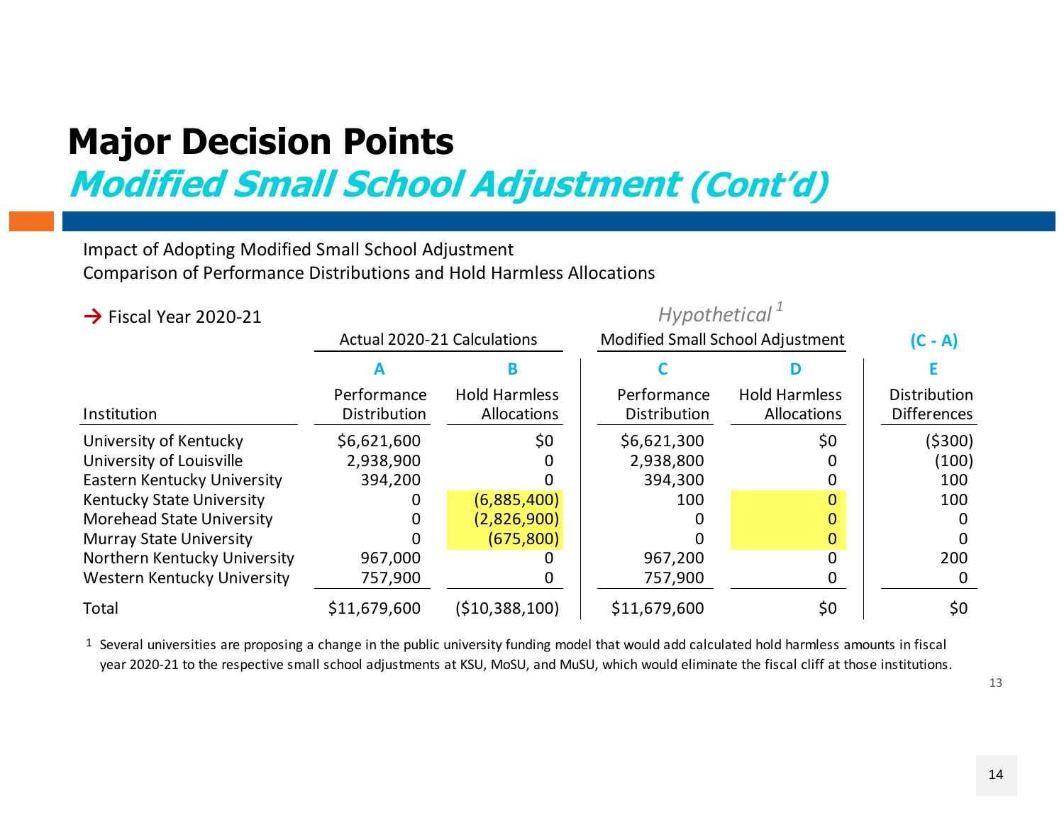# Major Decision Points

## *Modified Small School Adjustment (Cont'd)*

Impact of Adopting Modified Small School Adjustment
Comparison of Performance Distributions and Hold Harmless Allocations

→ Fiscal Year 2020-21

| | Actual 2020-21 Calculations | | *Hypothetical*[1] Modified Small School Adjustment | | (C - A) |
|---|---|---|---|---|---|
| | **A** | **B** | **C** | **D** | **E** |
| Institution | Performance Distribution | Hold Harmless Allocations | Performance Distribution | Hold Harmless Allocations | Distribution Differences |
| University of Kentucky | $6,621,600 | $0 | $6,621,300 | $0 | ($300) |
| University of Louisville | 2,938,900 | 0 | 2,938,800 | 0 | (100) |
| Eastern Kentucky University | 394,200 | 0 | 394,300 | 0 | 100 |
| Kentucky State University | 0 | (6,885,400) | 100 | 0 | 100 |
| Morehead State University | 0 | (2,826,900) | 0 | 0 | 0 |
| Murray State University | 0 | (675,800) | 0 | 0 | 0 |
| Northern Kentucky University | 967,000 | 0 | 967,200 | 0 | 200 |
| Western Kentucky University | 757,900 | 0 | 757,900 | 0 | 0 |
| Total | $11,679,600 | ($10,388,100) | $11,679,600 | $0 | $0 |

[1] Several universities are proposing a change in the public university funding model that would add calculated hold harmless amounts in fiscal year 2020-21 to the respective small school adjustments at KSU, MoSU, and MuSU, which would eliminate the fiscal cliff at those institutions.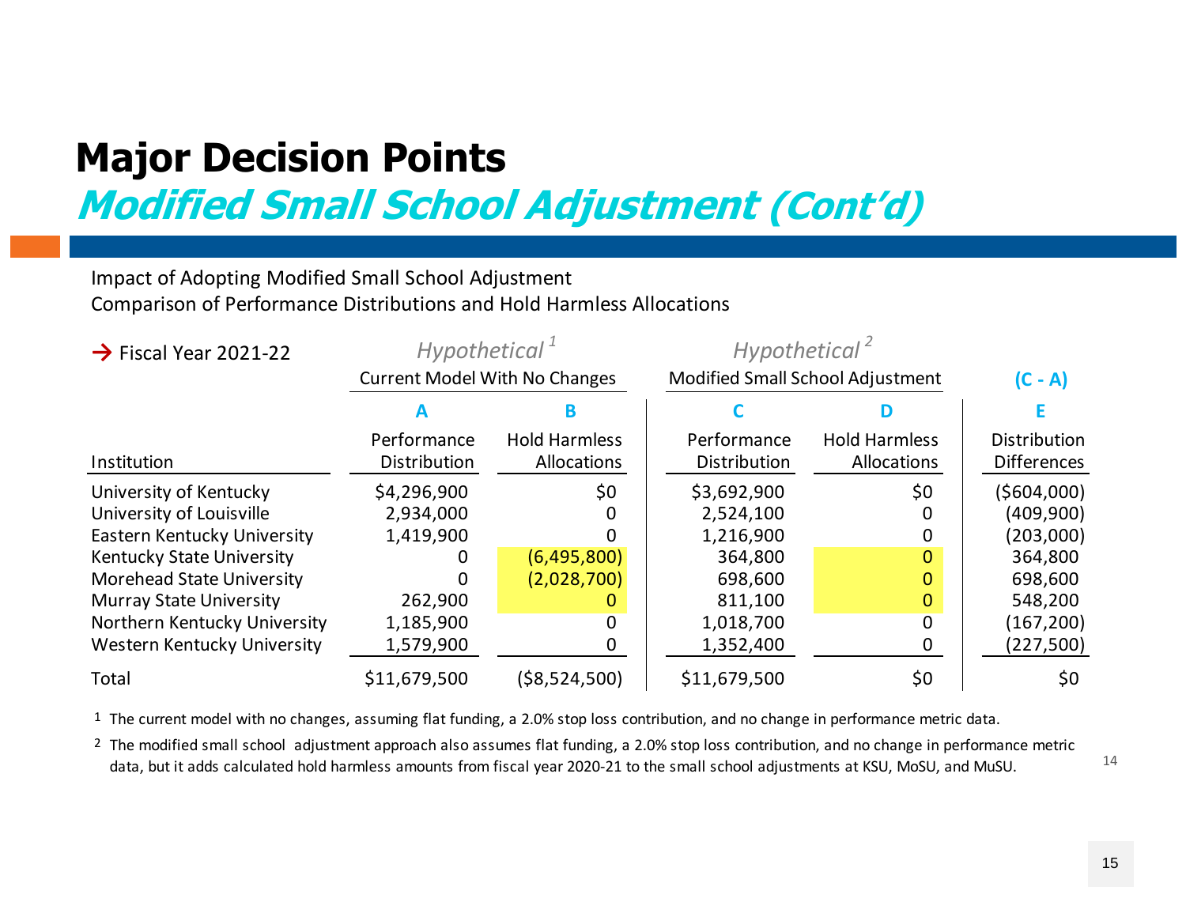# Major Decision Points

## *Modified Small School Adjustment (Cont'd)*

Impact of Adopting Modified Small School Adjustment
Comparison of Performance Distributions and Hold Harmless Allocations

| → Fiscal Year 2021-22 | *Hypothetical* [1] Current Model With No Changes | | *Hypothetical* [2] Modified Small School Adjustment | | (C - A) |
|---|---|---|---|---|---|
| | A | B | C | D | E |
| Institution | Performance Distribution | Hold Harmless Allocations | Performance Distribution | Hold Harmless Allocations | Distribution Differences |
| University of Kentucky | $4,296,900 | $0 | $3,692,900 | $0 | ($604,000) |
| University of Louisville | 2,934,000 | 0 | 2,524,100 | 0 | (409,900) |
| Eastern Kentucky University | 1,419,900 | 0 | 1,216,900 | 0 | (203,000) |
| Kentucky State University | 0 | (6,495,800) | 364,800 | 0 | 364,800 |
| Morehead State University | 0 | (2,028,700) | 698,600 | 0 | 698,600 |
| Murray State University | 262,900 | 0 | 811,100 | 0 | 548,200 |
| Northern Kentucky University | 1,185,900 | 0 | 1,018,700 | 0 | (167,200) |
| Western Kentucky University | 1,579,900 | 0 | 1,352,400 | 0 | (227,500) |
| Total | $11,679,500 | ($8,524,500) | $11,679,500 | $0 | $0 |

[1] The current model with no changes, assuming flat funding, a 2.0% stop loss contribution, and no change in performance metric data.

[2] The modified small school adjustment approach also assumes flat funding, a 2.0% stop loss contribution, and no change in performance metric data, but it adds calculated hold harmless amounts from fiscal year 2020-21 to the small school adjustments at KSU, MoSU, and MuSU.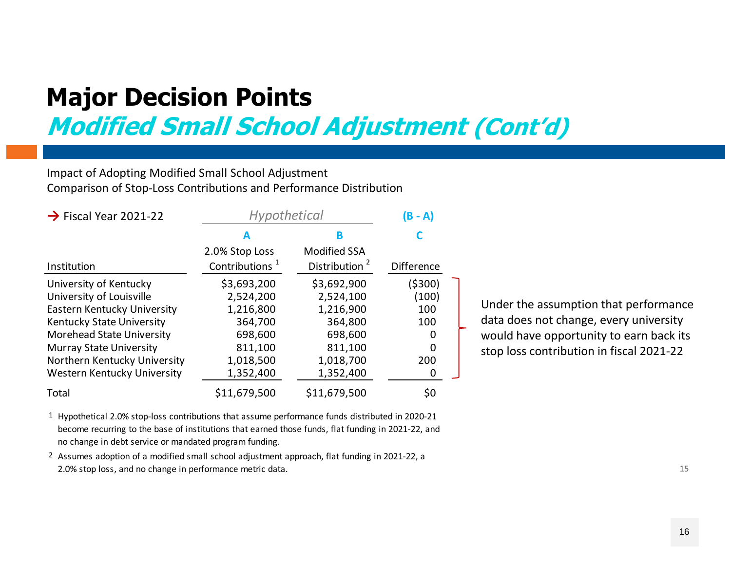# Major Decision Points

## *Modified Small School Adjustment (Cont'd)*

Impact of Adopting Modified Small School Adjustment
Comparison of Stop-Loss Contributions and Performance Distribution

| → Fiscal Year 2021-22 | *Hypothetical* | | (B - A) |
|---|---|---|---|
| | A | B | C |
| Institution | 2.0% Stop Loss Contributions [1] | Modified SSA Distribution [2] | Difference |
| University of Kentucky | $3,693,200 | $3,692,900 | ($300) |
| University of Louisville | 2,524,200 | 2,524,100 | (100) |
| Eastern Kentucky University | 1,216,800 | 1,216,900 | 100 |
| Kentucky State University | 364,700 | 364,800 | 100 |
| Morehead State University | 698,600 | 698,600 | 0 |
| Murray State University | 811,100 | 811,100 | 0 |
| Northern Kentucky University | 1,018,500 | 1,018,700 | 200 |
| Western Kentucky University | 1,352,400 | 1,352,400 | 0 |
| Total | $11,679,500 | $11,679,500 | $0 |

Under the assumption that performance data does not change, every university would have opportunity to earn back its stop loss contribution in fiscal 2021-22

[1] Hypothetical 2.0% stop-loss contributions that assume performance funds distributed in 2020-21 become recurring to the base of institutions that earned those funds, flat funding in 2021-22, and no change in debt service or mandated program funding.

[2] Assumes adoption of a modified small school adjustment approach, flat funding in 2021-22, a 2.0% stop loss, and no change in performance metric data.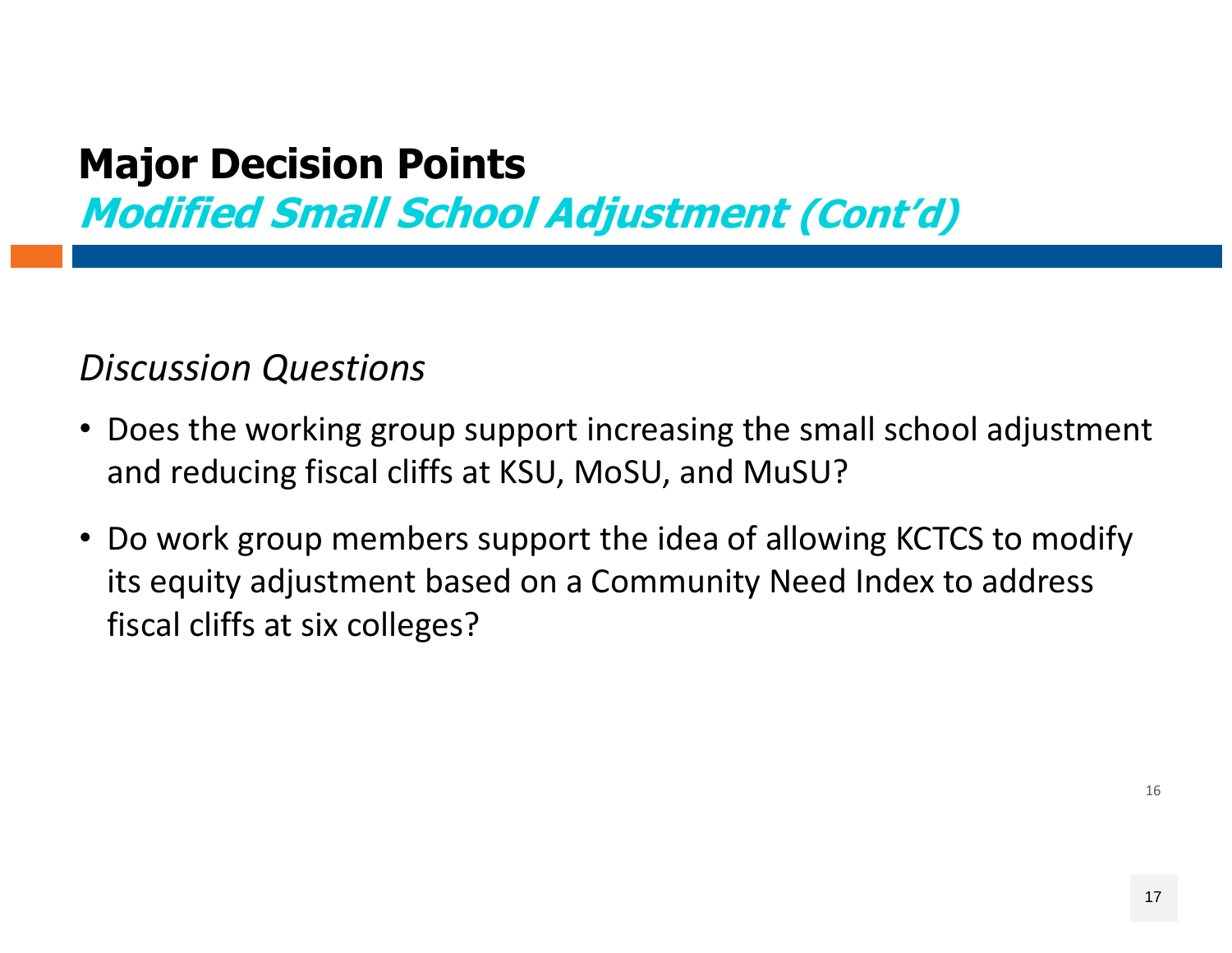# Major Decision Points

## *Modified Small School Adjustment (Cont'd)*

*Discussion Questions*

- Does the working group support increasing the small school adjustment and reducing fiscal cliffs at KSU, MoSU, and MuSU?
- Do work group members support the idea of allowing KCTCS to modify its equity adjustment based on a Community Need Index to address fiscal cliffs at six colleges?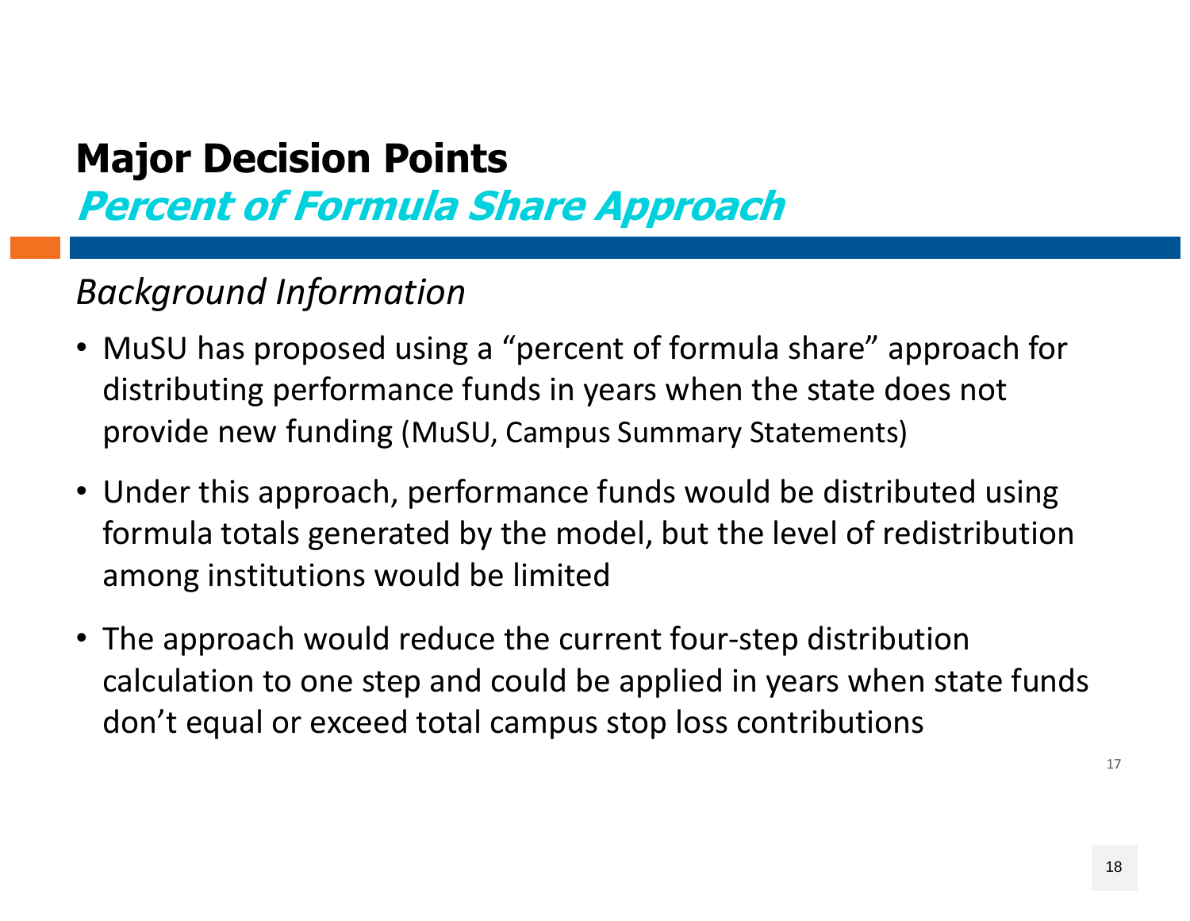# Major Decision Points

## *Percent of Formula Share Approach*

*Background Information*

- MuSU has proposed using a "percent of formula share" approach for distributing performance funds in years when the state does not provide new funding (MuSU, Campus Summary Statements)
- Under this approach, performance funds would be distributed using formula totals generated by the model, but the level of redistribution among institutions would be limited
- The approach would reduce the current four-step distribution calculation to one step and could be applied in years when state funds don't equal or exceed total campus stop loss contributions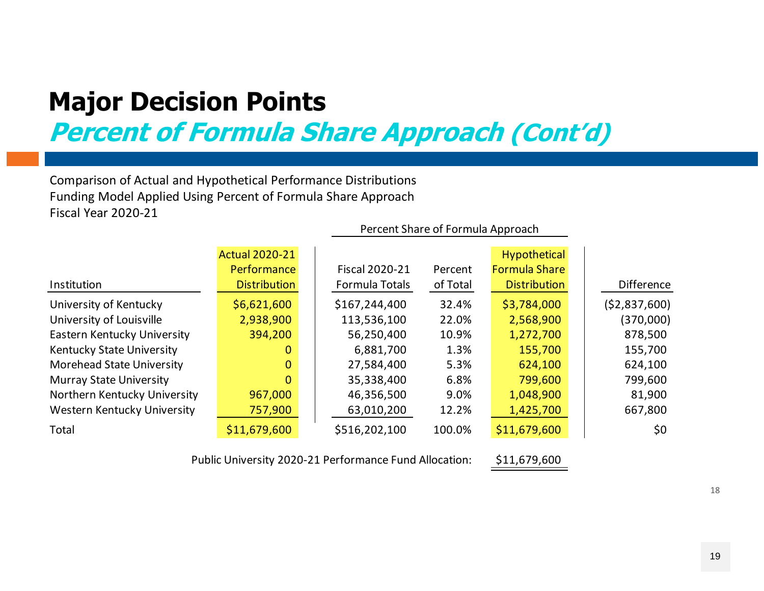# Major Decision Points

## *Percent of Formula Share Approach (Cont'd)*

Comparison of Actual and Hypothetical Performance Distributions
Funding Model Applied Using Percent of Formula Share Approach
Fiscal Year 2020-21

| | | Percent Share of Formula Approach | | | |
|---|---|---|---|---|---|
| Institution | Actual 2020-21 Performance Distribution | Fiscal 2020-21 Formula Totals | Percent of Total | Hypothetical Formula Share Distribution | Difference |
| University of Kentucky | $6,621,600 | $167,244,400 | 32.4% | $3,784,000 | ($2,837,600) |
| University of Louisville | 2,938,900 | 113,536,100 | 22.0% | 2,568,900 | (370,000) |
| Eastern Kentucky University | 394,200 | 56,250,400 | 10.9% | 1,272,700 | 878,500 |
| Kentucky State University | 0 | 6,881,700 | 1.3% | 155,700 | 155,700 |
| Morehead State University | 0 | 27,584,400 | 5.3% | 624,100 | 624,100 |
| Murray State University | 0 | 35,338,400 | 6.8% | 799,600 | 799,600 |
| Northern Kentucky University | 967,000 | 46,356,500 | 9.0% | 1,048,900 | 81,900 |
| Western Kentucky University | 757,900 | 63,010,200 | 12.2% | 1,425,700 | 667,800 |
| Total | $11,679,600 | $516,202,100 | 100.0% | $11,679,600 | $0 |

Public University 2020-21 Performance Fund Allocation: $11,679,600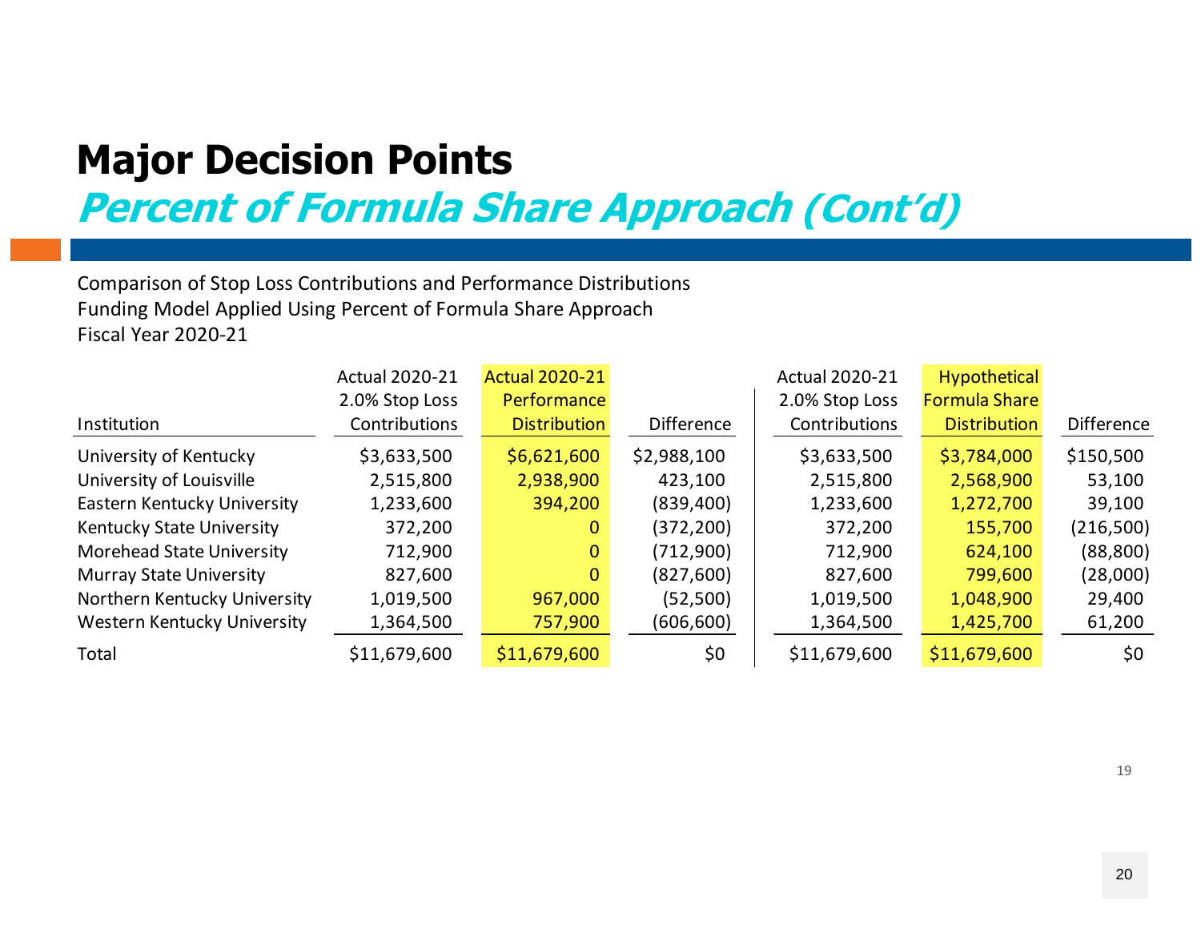# Major Decision Points

## *Percent of Formula Share Approach (Cont'd)*

Comparison of Stop Loss Contributions and Performance Distributions
Funding Model Applied Using Percent of Formula Share Approach
Fiscal Year 2020-21

| Institution | Actual 2020-21 2.0% Stop Loss Contributions | Actual 2020-21 Performance Distribution | Difference | Actual 2020-21 2.0% Stop Loss Contributions | Hypothetical Formula Share Distribution | Difference |
|---|---|---|---|---|---|---|
| University of Kentucky | $3,633,500 | $6,621,600 | $2,988,100 | $3,633,500 | $3,784,000 | $150,500 |
| University of Louisville | 2,515,800 | 2,938,900 | 423,100 | 2,515,800 | 2,568,900 | 53,100 |
| Eastern Kentucky University | 1,233,600 | 394,200 | (839,400) | 1,233,600 | 1,272,700 | 39,100 |
| Kentucky State University | 372,200 | 0 | (372,200) | 372,200 | 155,700 | (216,500) |
| Morehead State University | 712,900 | 0 | (712,900) | 712,900 | 624,100 | (88,800) |
| Murray State University | 827,600 | 0 | (827,600) | 827,600 | 799,600 | (28,000) |
| Northern Kentucky University | 1,019,500 | 967,000 | (52,500) | 1,019,500 | 1,048,900 | 29,400 |
| Western Kentucky University | 1,364,500 | 757,900 | (606,600) | 1,364,500 | 1,425,700 | 61,200 |
| Total | $11,679,600 | $11,679,600 | $0 | $11,679,600 | $11,679,600 | $0 |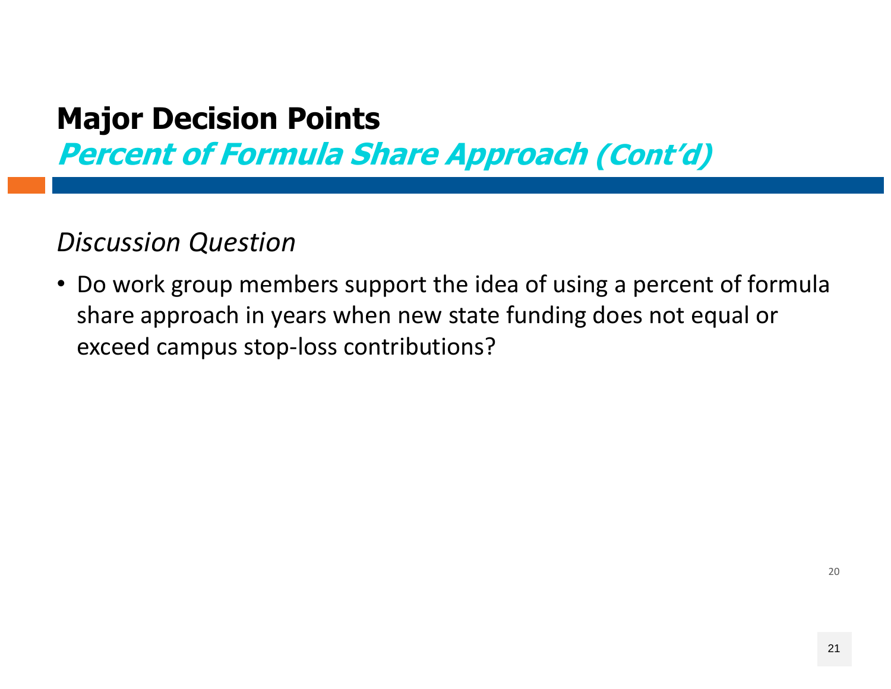# Major Decision Points

## *Percent of Formula Share Approach (Cont'd)*

*Discussion Question*

- Do work group members support the idea of using a percent of formula share approach in years when new state funding does not equal or exceed campus stop-loss contributions?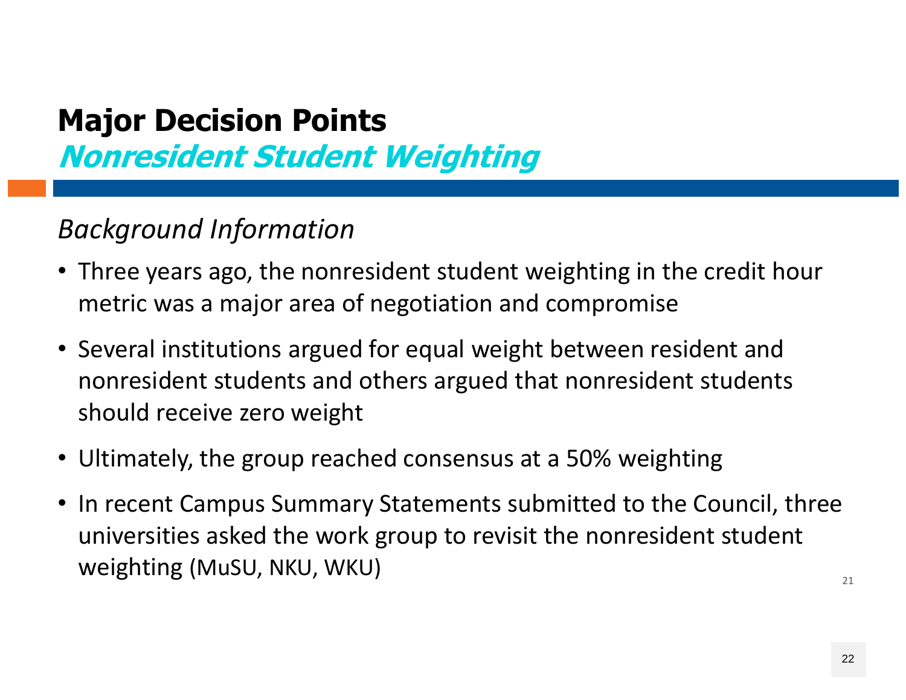# Major Decision Points

## *Nonresident Student Weighting*

*Background Information*

- Three years ago, the nonresident student weighting in the credit hour metric was a major area of negotiation and compromise
- Several institutions argued for equal weight between resident and nonresident students and others argued that nonresident students should receive zero weight
- Ultimately, the group reached consensus at a 50% weighting
- In recent Campus Summary Statements submitted to the Council, three universities asked the work group to revisit the nonresident student weighting (MuSU, NKU, WKU)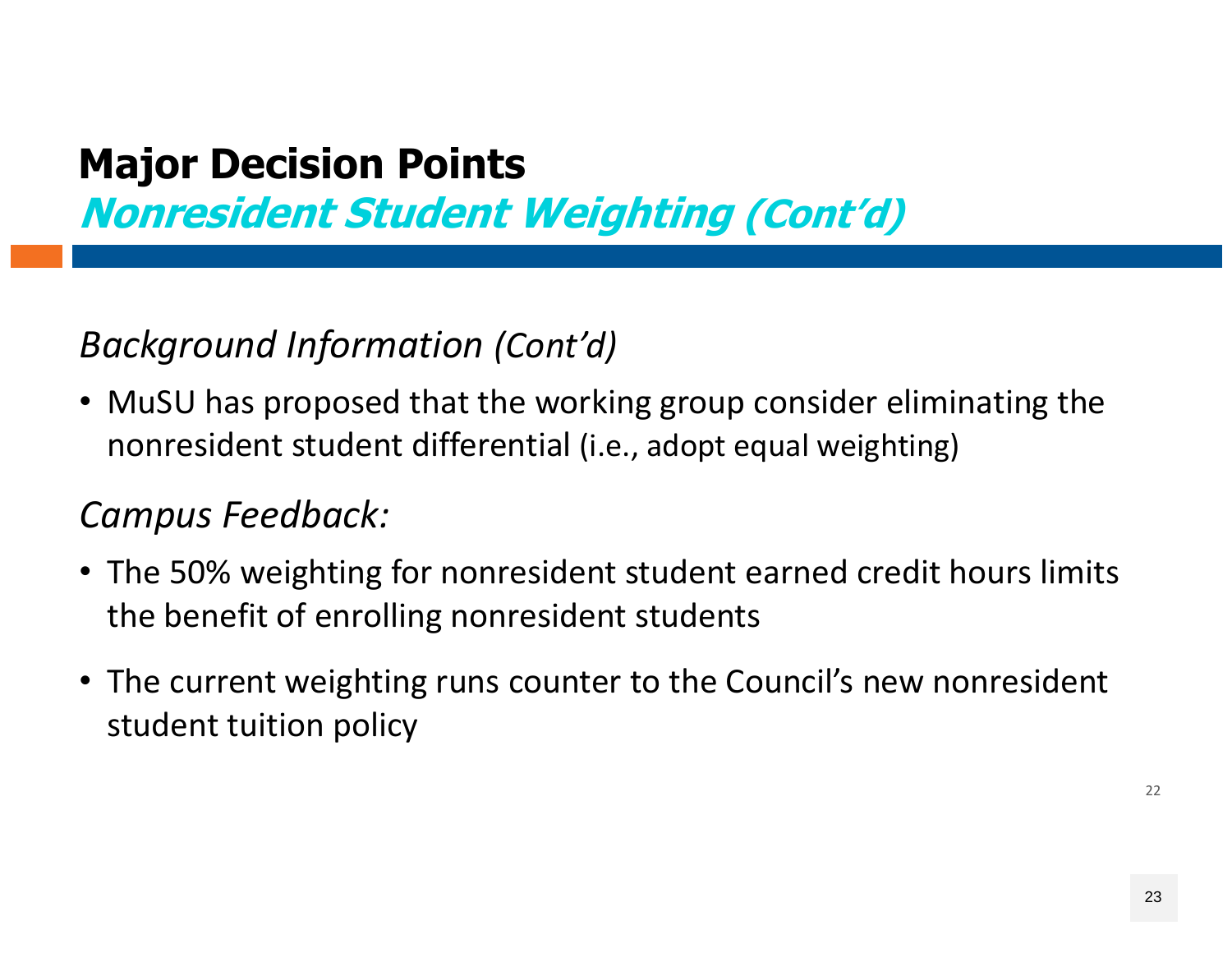# Major Decision Points

## *Nonresident Student Weighting (Cont'd)*

*Background Information (Cont'd)*

- MuSU has proposed that the working group consider eliminating the nonresident student differential (i.e., adopt equal weighting)

*Campus Feedback:*

- The 50% weighting for nonresident student earned credit hours limits the benefit of enrolling nonresident students
- The current weighting runs counter to the Council's new nonresident student tuition policy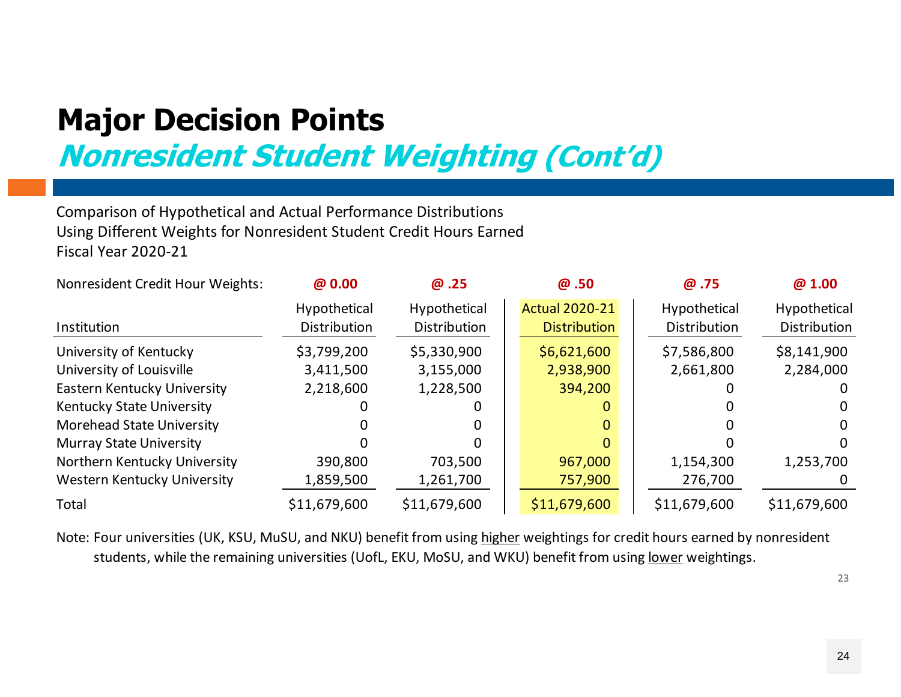# Major Decision Points

## *Nonresident Student Weighting (Cont'd)*

Comparison of Hypothetical and Actual Performance Distributions
Using Different Weights for Nonresident Student Credit Hours Earned
Fiscal Year 2020-21

| Nonresident Credit Hour Weights: | @ 0.00 | @ .25 | @ .50 | @ .75 | @ 1.00 |
|---|---|---|---|---|---|
| Institution | Hypothetical Distribution | Hypothetical Distribution | Actual 2020-21 Distribution | Hypothetical Distribution | Hypothetical Distribution |
| University of Kentucky | $3,799,200 | $5,330,900 | $6,621,600 | $7,586,800 | $8,141,900 |
| University of Louisville | 3,411,500 | 3,155,000 | 2,938,900 | 2,661,800 | 2,284,000 |
| Eastern Kentucky University | 2,218,600 | 1,228,500 | 394,200 | 0 | 0 |
| Kentucky State University | 0 | 0 | 0 | 0 | 0 |
| Morehead State University | 0 | 0 | 0 | 0 | 0 |
| Murray State University | 0 | 0 | 0 | 0 | 0 |
| Northern Kentucky University | 390,800 | 703,500 | 967,000 | 1,154,300 | 1,253,700 |
| Western Kentucky University | 1,859,500 | 1,261,700 | 757,900 | 276,700 | 0 |
| Total | $11,679,600 | $11,679,600 | $11,679,600 | $11,679,600 | $11,679,600 |

Note: Four universities (UK, KSU, MuSU, and NKU) benefit from using higher weightings for credit hours earned by nonresident students, while the remaining universities (UofL, EKU, MoSU, and WKU) benefit from using lower weightings.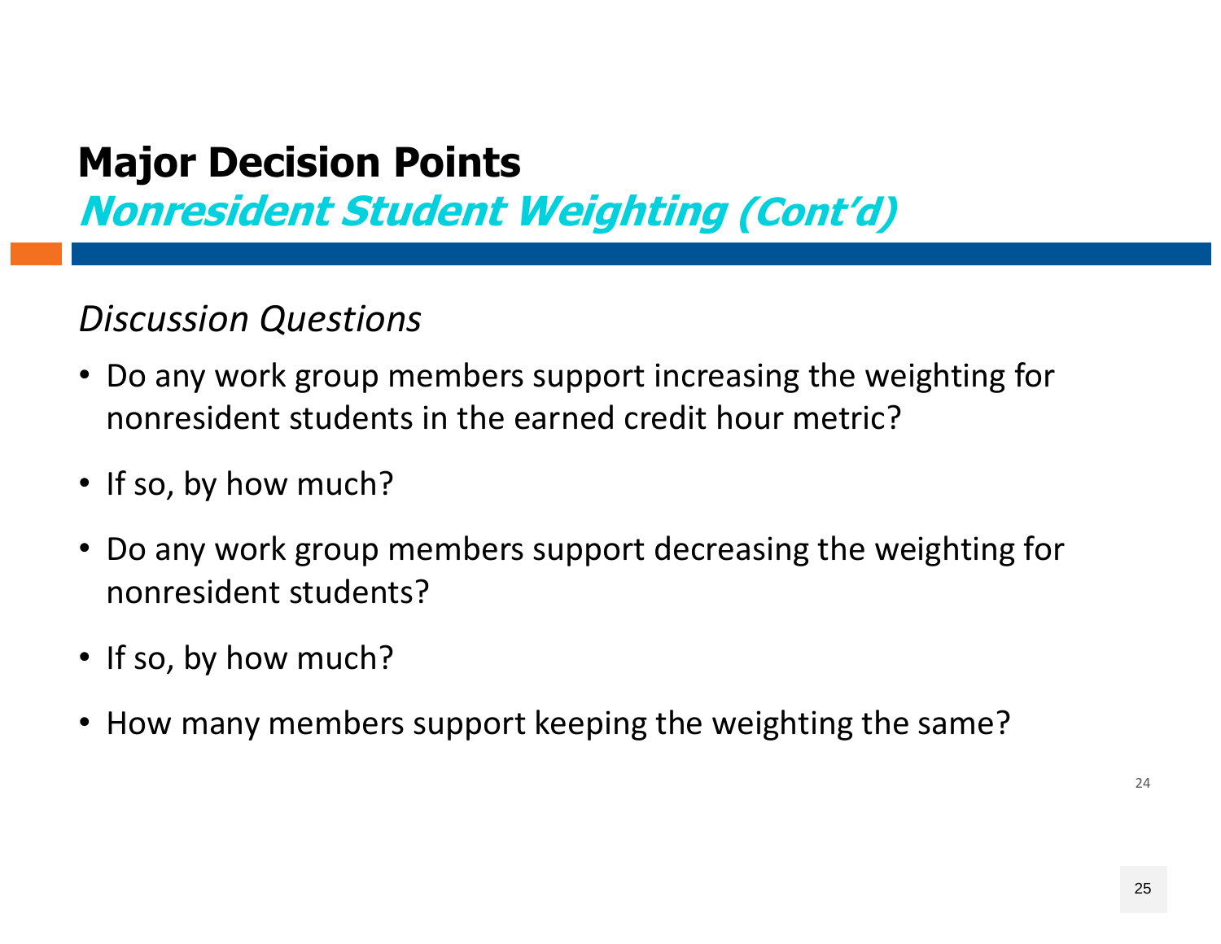# Major Decision Points

## *Nonresident Student Weighting (Cont'd)*

*Discussion Questions*

- Do any work group members support increasing the weighting for nonresident students in the earned credit hour metric?
- If so, by how much?
- Do any work group members support decreasing the weighting for nonresident students?
- If so, by how much?
- How many members support keeping the weighting the same?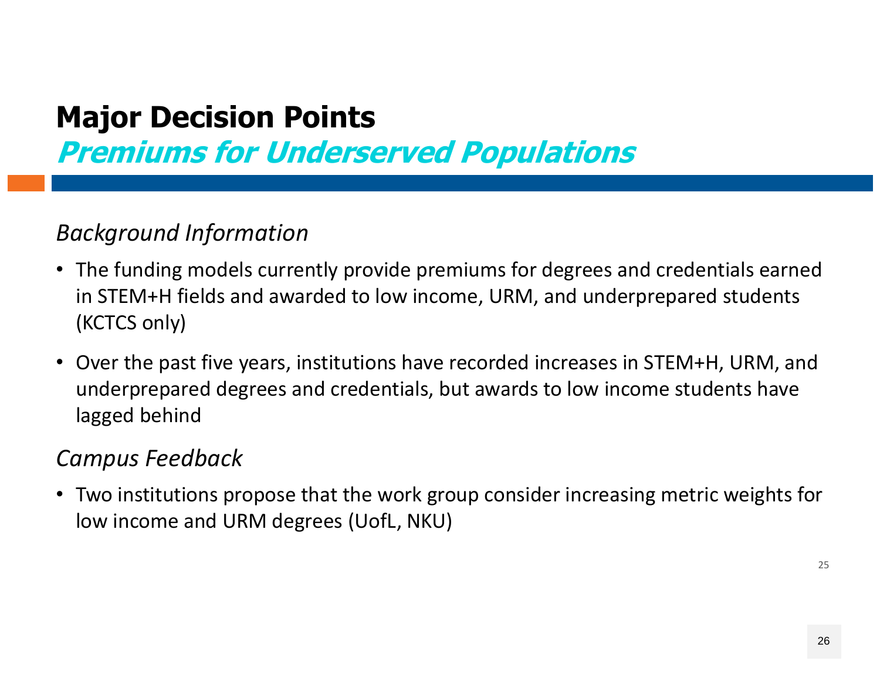# Major Decision Points

## *Premiums for Underserved Populations*

*Background Information*

- The funding models currently provide premiums for degrees and credentials earned in STEM+H fields and awarded to low income, URM, and underprepared students (KCTCS only)
- Over the past five years, institutions have recorded increases in STEM+H, URM, and underprepared degrees and credentials, but awards to low income students have lagged behind

*Campus Feedback*

- Two institutions propose that the work group consider increasing metric weights for low income and URM degrees (UofL, NKU)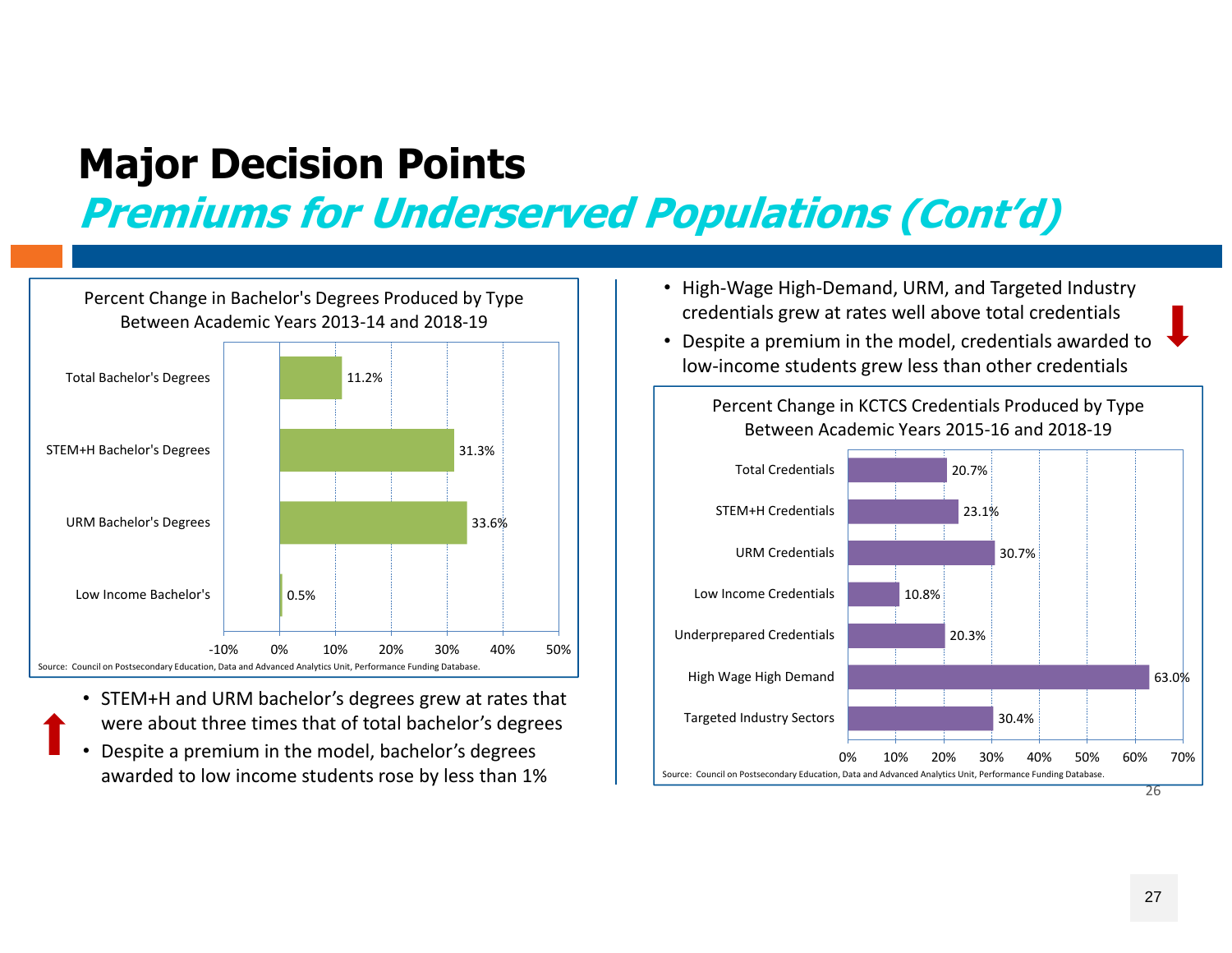# Major Decision Points

## *Premiums for Underserved Populations (Cont'd)*

**Percent Change in Bachelor's Degrees Produced by Type Between Academic Years 2013-14 and 2018-19**

| Type | Percent Change |
|---|---|
| Total Bachelor's Degrees | 11.2% |
| STEM+H Bachelor's Degrees | 31.3% |
| URM Bachelor's Degrees | 33.6% |
| Low Income Bachelor's | 0.5% |

Source: Council on Postsecondary Education, Data and Advanced Analytics Unit, Performance Funding Database.

- STEM+H and URM bachelor's degrees grew at rates that were about three times that of total bachelor's degrees
- Despite a premium in the model, bachelor's degrees awarded to low income students rose by less than 1%

- High-Wage High-Demand, URM, and Targeted Industry credentials grew at rates well above total credentials
- Despite a premium in the model, credentials awarded to low-income students grew less than other credentials

**Percent Change in KCTCS Credentials Produced by Type Between Academic Years 2015-16 and 2018-19**

| Type | Percent Change |
|---|---|
| Total Credentials | 20.7% |
| STEM+H Credentials | 23.1% |
| URM Credentials | 30.7% |
| Low Income Credentials | 10.8% |
| Underprepared Credentials | 20.3% |
| High Wage High Demand | 63.0% |
| Targeted Industry Sectors | 30.4% |

Source: Council on Postsecondary Education, Data and Advanced Analytics Unit, Performance Funding Database.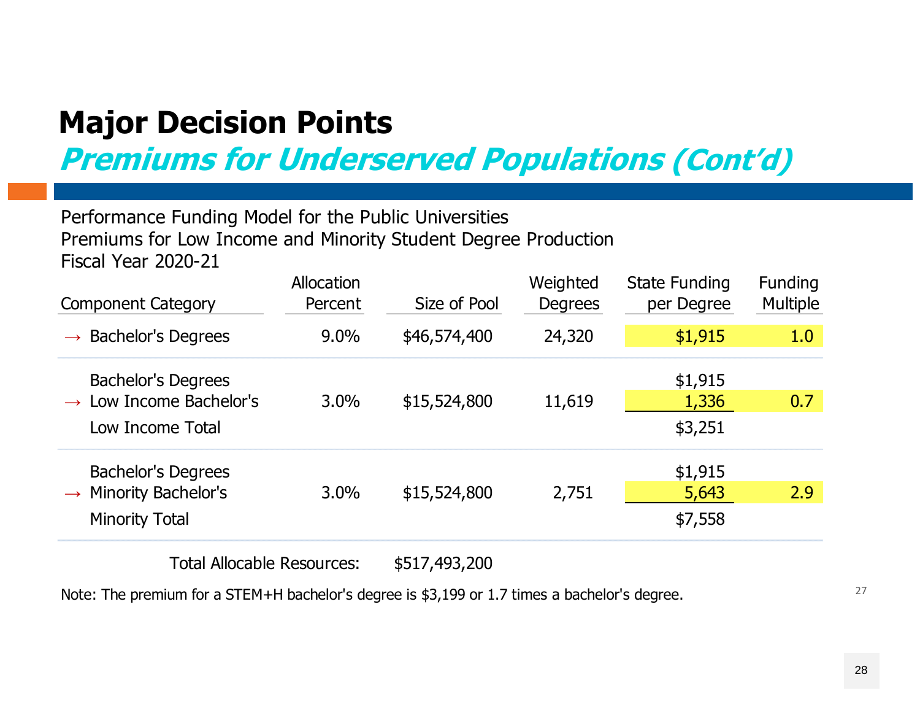# Major Decision Points

## *Premiums for Underserved Populations (Cont'd)*

Performance Funding Model for the Public Universities
Premiums for Low Income and Minority Student Degree Production
Fiscal Year 2020-21

| Component Category | Allocation Percent | Size of Pool | Weighted Degrees | State Funding per Degree | Funding Multiple |
|---|---|---|---|---|---|
| → Bachelor's Degrees | 9.0% | $46,574,400 | 24,320 | $1,915 | 1.0 |
| Bachelor's Degrees | | | | $1,915 | |
| → Low Income Bachelor's | 3.0% | $15,524,800 | 11,619 | 1,336 | 0.7 |
| Low Income Total | | | | $3,251 | |
| Bachelor's Degrees | | | | $1,915 | |
| → Minority Bachelor's | 3.0% | $15,524,800 | 2,751 | 5,643 | 2.9 |
| Minority Total | | | | $7,558 | |
| Total Allocable Resources: | | $517,493,200 | | | |

Note: The premium for a STEM+H bachelor's degree is $3,199 or 1.7 times a bachelor's degree.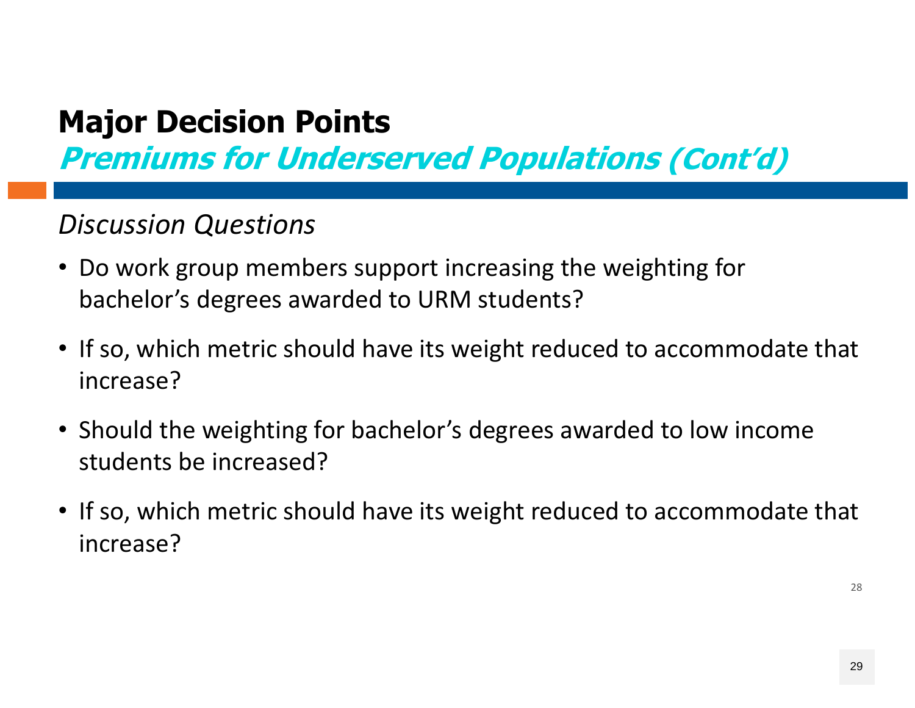# Major Decision Points

## *Premiums for Underserved Populations (Cont'd)*

*Discussion Questions*

- Do work group members support increasing the weighting for bachelor's degrees awarded to URM students?
- If so, which metric should have its weight reduced to accommodate that increase?
- Should the weighting for bachelor's degrees awarded to low income students be increased?
- If so, which metric should have its weight reduced to accommodate that increase?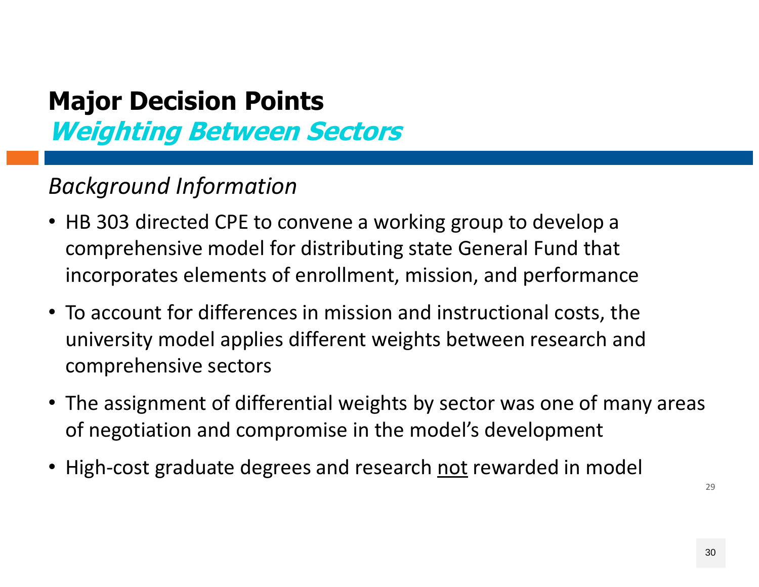# Major Decision Points

## *Weighting Between Sectors*

*Background Information*

- HB 303 directed CPE to convene a working group to develop a comprehensive model for distributing state General Fund that incorporates elements of enrollment, mission, and performance
- To account for differences in mission and instructional costs, the university model applies different weights between research and comprehensive sectors
- The assignment of differential weights by sector was one of many areas of negotiation and compromise in the model's development
- High-cost graduate degrees and research <u>not</u> rewarded in model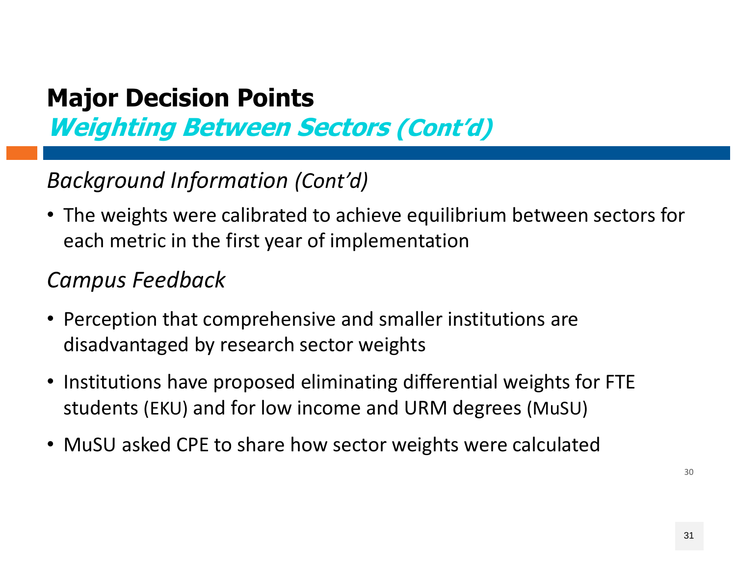# Major Decision Points

## *Weighting Between Sectors (Cont'd)*

*Background Information (Cont'd)*

- The weights were calibrated to achieve equilibrium between sectors for each metric in the first year of implementation

*Campus Feedback*

- Perception that comprehensive and smaller institutions are disadvantaged by research sector weights
- Institutions have proposed eliminating differential weights for FTE students (EKU) and for low income and URM degrees (MuSU)
- MuSU asked CPE to share how sector weights were calculated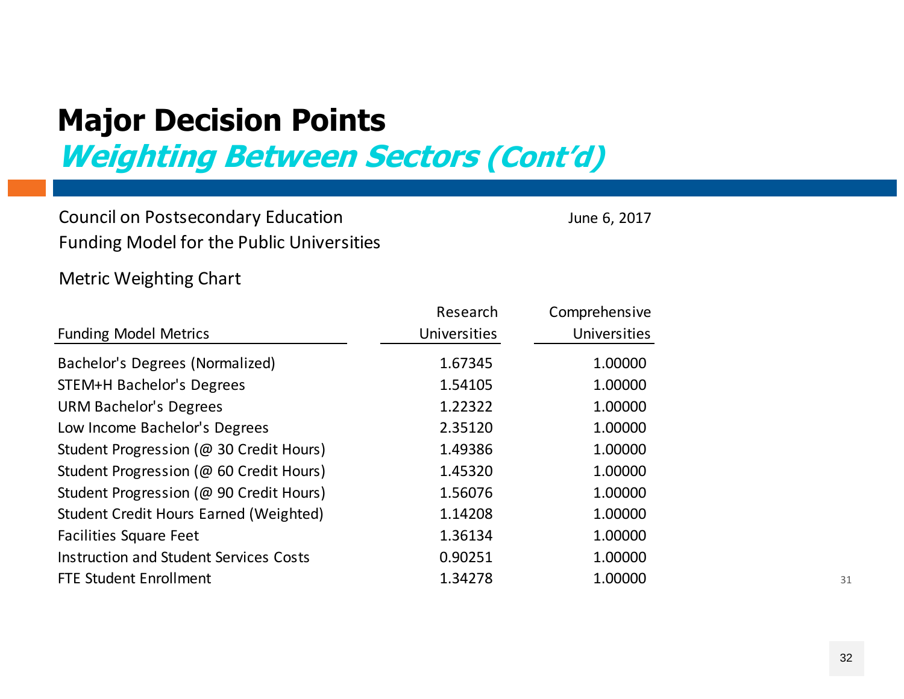# Major Decision Points

## *Weighting Between Sectors (Cont'd)*

Council on Postsecondary Education
Funding Model for the Public Universities

June 6, 2017

Metric Weighting Chart

| Funding Model Metrics | Research Universities | Comprehensive Universities |
|---|---|---|
| Bachelor's Degrees (Normalized) | 1.67345 | 1.00000 |
| STEM+H Bachelor's Degrees | 1.54105 | 1.00000 |
| URM Bachelor's Degrees | 1.22322 | 1.00000 |
| Low Income Bachelor's Degrees | 2.35120 | 1.00000 |
| Student Progression (@ 30 Credit Hours) | 1.49386 | 1.00000 |
| Student Progression (@ 60 Credit Hours) | 1.45320 | 1.00000 |
| Student Progression (@ 90 Credit Hours) | 1.56076 | 1.00000 |
| Student Credit Hours Earned (Weighted) | 1.14208 | 1.00000 |
| Facilities Square Feet | 1.36134 | 1.00000 |
| Instruction and Student Services Costs | 0.90251 | 1.00000 |
| FTE Student Enrollment | 1.34278 | 1.00000 |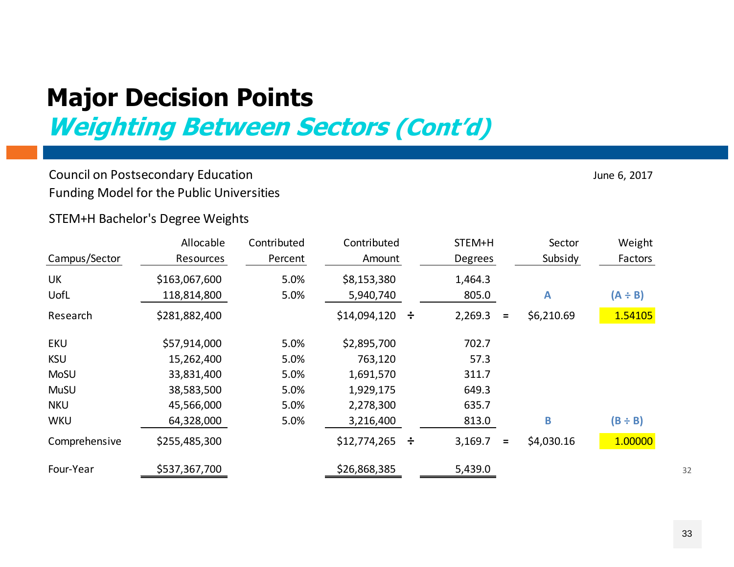# Major Decision Points

## *Weighting Between Sectors (Cont'd)*

Council on Postsecondary Education
Funding Model for the Public Universities

June 6, 2017

STEM+H Bachelor's Degree Weights

| Campus/Sector | Allocable Resources | Contributed Percent | Contributed Amount | | STEM+H Degrees | | Sector Subsidy | Weight Factors |
|---|---|---|---|---|---|---|---|---|
| UK | $163,067,600 | 5.0% | $8,153,380 | | 1,464.3 | | | |
| UofL | 118,814,800 | 5.0% | 5,940,740 | | 805.0 | | **A** | **(A ÷ B)** |
| Research | $281,882,400 | | $14,094,120 | ÷ | 2,269.3 | = | $6,210.69 | 1.54105 |
| EKU | $57,914,000 | 5.0% | $2,895,700 | | 702.7 | | | |
| KSU | 15,262,400 | 5.0% | 763,120 | | 57.3 | | | |
| MoSU | 33,831,400 | 5.0% | 1,691,570 | | 311.7 | | | |
| MuSU | 38,583,500 | 5.0% | 1,929,175 | | 649.3 | | | |
| NKU | 45,566,000 | 5.0% | 2,278,300 | | 635.7 | | | |
| WKU | 64,328,000 | 5.0% | 3,216,400 | | 813.0 | | **B** | **(B ÷ B)** |
| Comprehensive | $255,485,300 | | $12,774,265 | ÷ | 3,169.7 | = | $4,030.16 | 1.00000 |
| Four-Year | $537,367,700 | | $26,868,385 | | 5,439.0 | | | |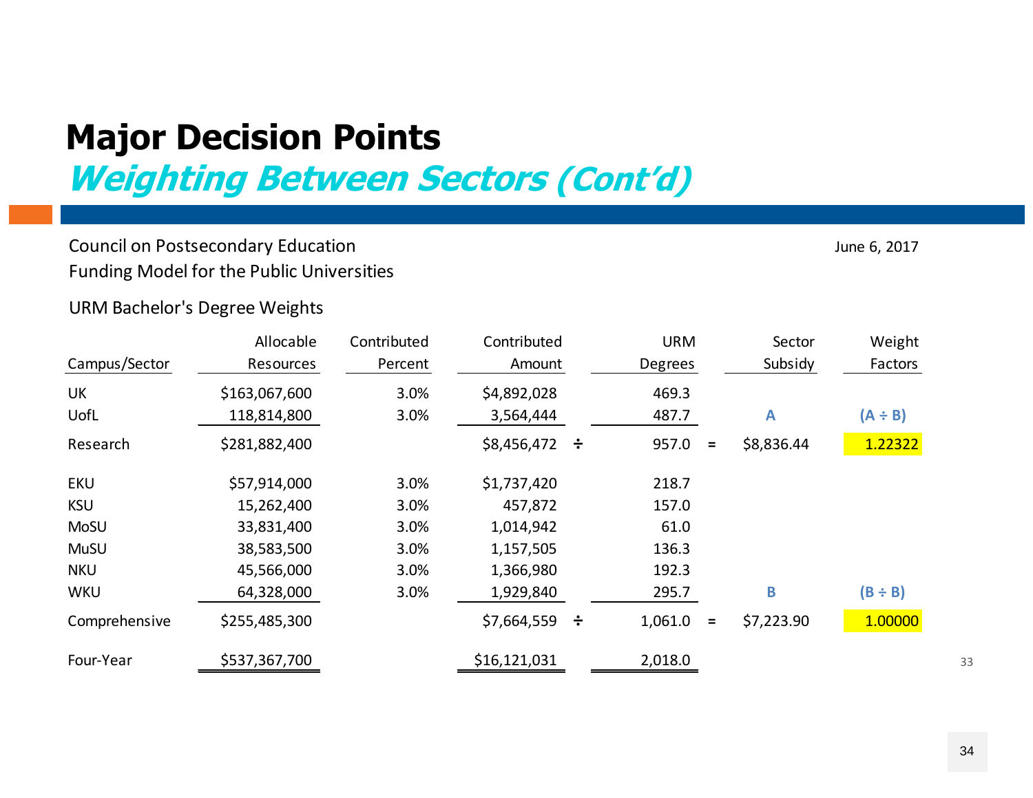# Major Decision Points

## *Weighting Between Sectors (Cont'd)*

Council on Postsecondary Education

Funding Model for the Public Universities

June 6, 2017

URM Bachelor's Degree Weights

| Campus/Sector | Allocable Resources | Contributed Percent | Contributed Amount | | URM Degrees | | Sector Subsidy | Weight Factors |
|---|---|---|---|---|---|---|---|---|
| UK | $163,067,600 | 3.0% | $4,892,028 | | 469.3 | | | |
| UofL | 118,814,800 | 3.0% | 3,564,444 | | 487.7 | | A | (A ÷ B) |
| Research | $281,882,400 | | $8,456,472 | ÷ | 957.0 | = | $8,836.44 | 1.22322 |
| EKU | $57,914,000 | 3.0% | $1,737,420 | | 218.7 | | | |
| KSU | 15,262,400 | 3.0% | 457,872 | | 157.0 | | | |
| MoSU | 33,831,400 | 3.0% | 1,014,942 | | 61.0 | | | |
| MuSU | 38,583,500 | 3.0% | 1,157,505 | | 136.3 | | | |
| NKU | 45,566,000 | 3.0% | 1,366,980 | | 192.3 | | | |
| WKU | 64,328,000 | 3.0% | 1,929,840 | | 295.7 | | B | (B ÷ B) |
| Comprehensive | $255,485,300 | | $7,664,559 | ÷ | 1,061.0 | = | $7,223.90 | 1.00000 |
| Four-Year | $537,367,700 | | $16,121,031 | | 2,018.0 | | | |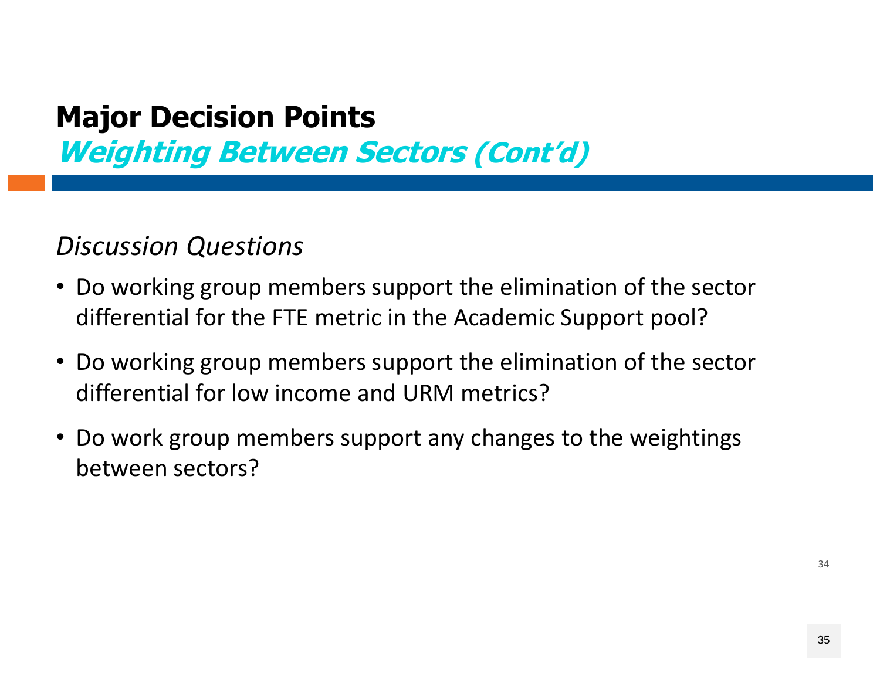# Major Decision Points

## *Weighting Between Sectors (Cont'd)*

*Discussion Questions*

- Do working group members support the elimination of the sector differential for the FTE metric in the Academic Support pool?
- Do working group members support the elimination of the sector differential for low income and URM metrics?
- Do work group members support any changes to the weightings between sectors?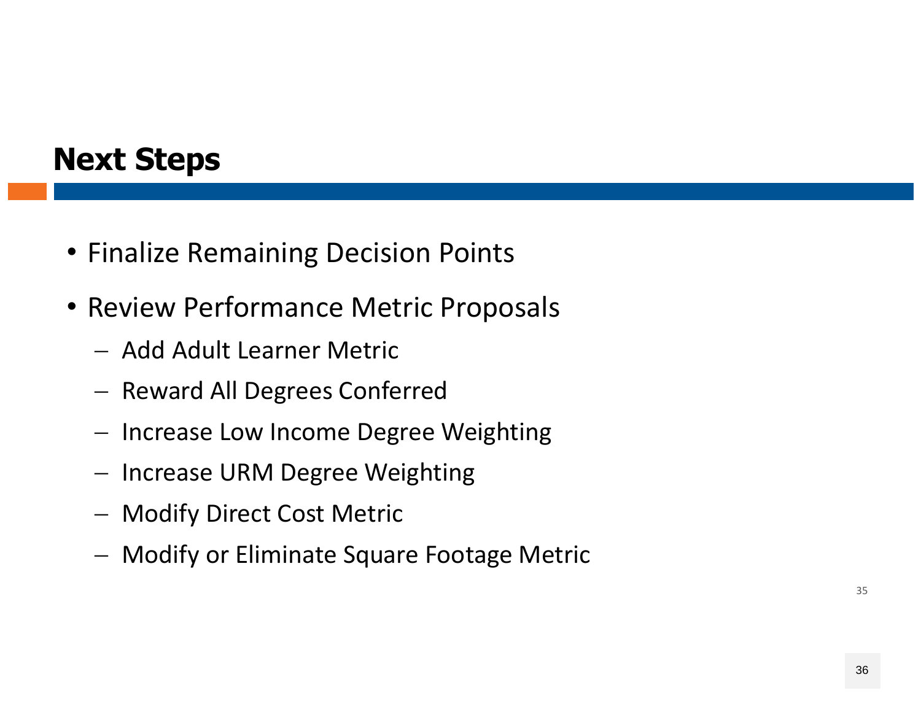# Next Steps

- Finalize Remaining Decision Points
- Review Performance Metric Proposals
  - Add Adult Learner Metric
  - Reward All Degrees Conferred
  - Increase Low Income Degree Weighting
  - Increase URM Degree Weighting
  - Modify Direct Cost Metric
  - Modify or Eliminate Square Footage Metric